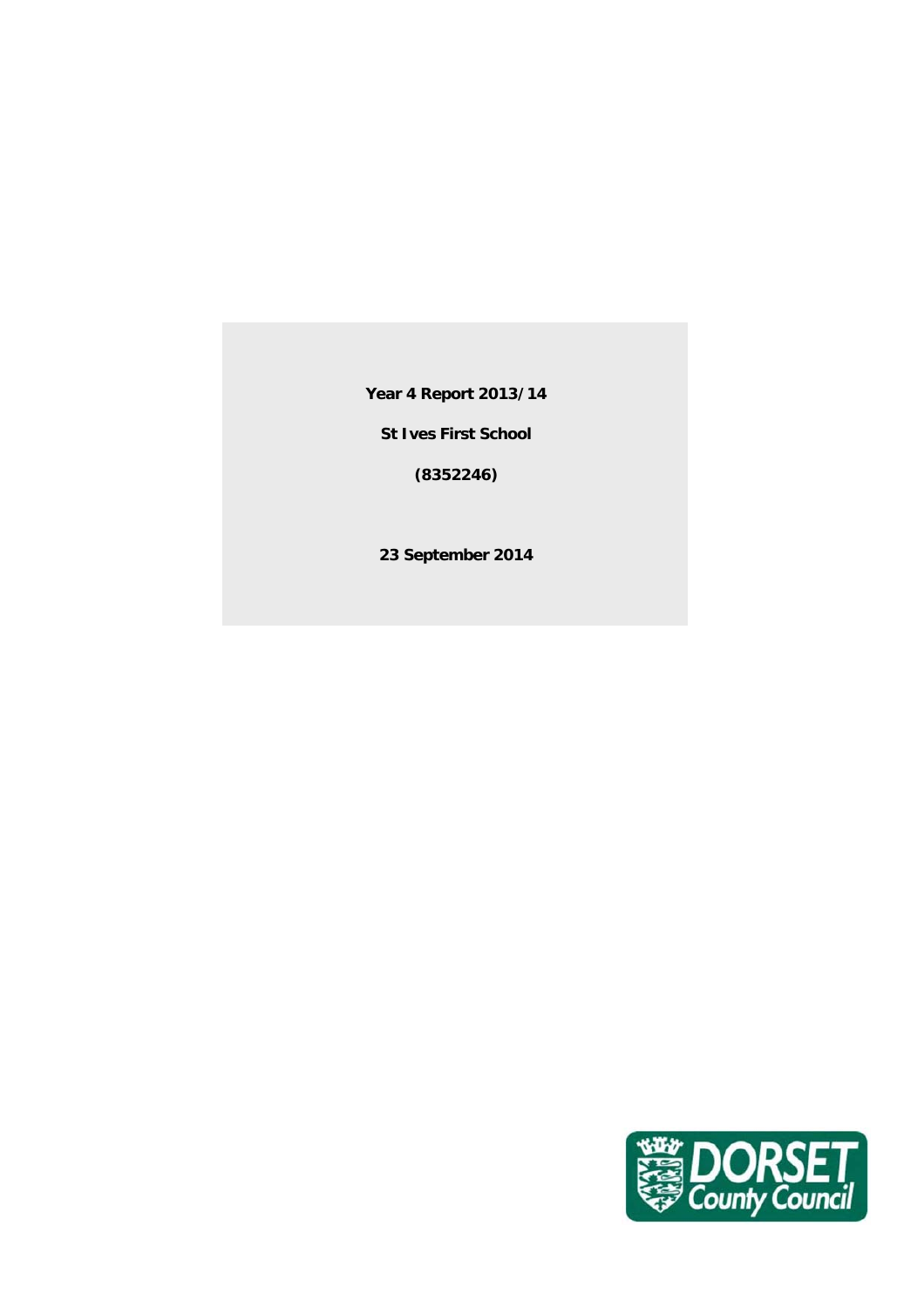**Year 4 Report 2013/14**

**St Ives First School**

**(8352246)**

**23 September 2014**

DORSET County Council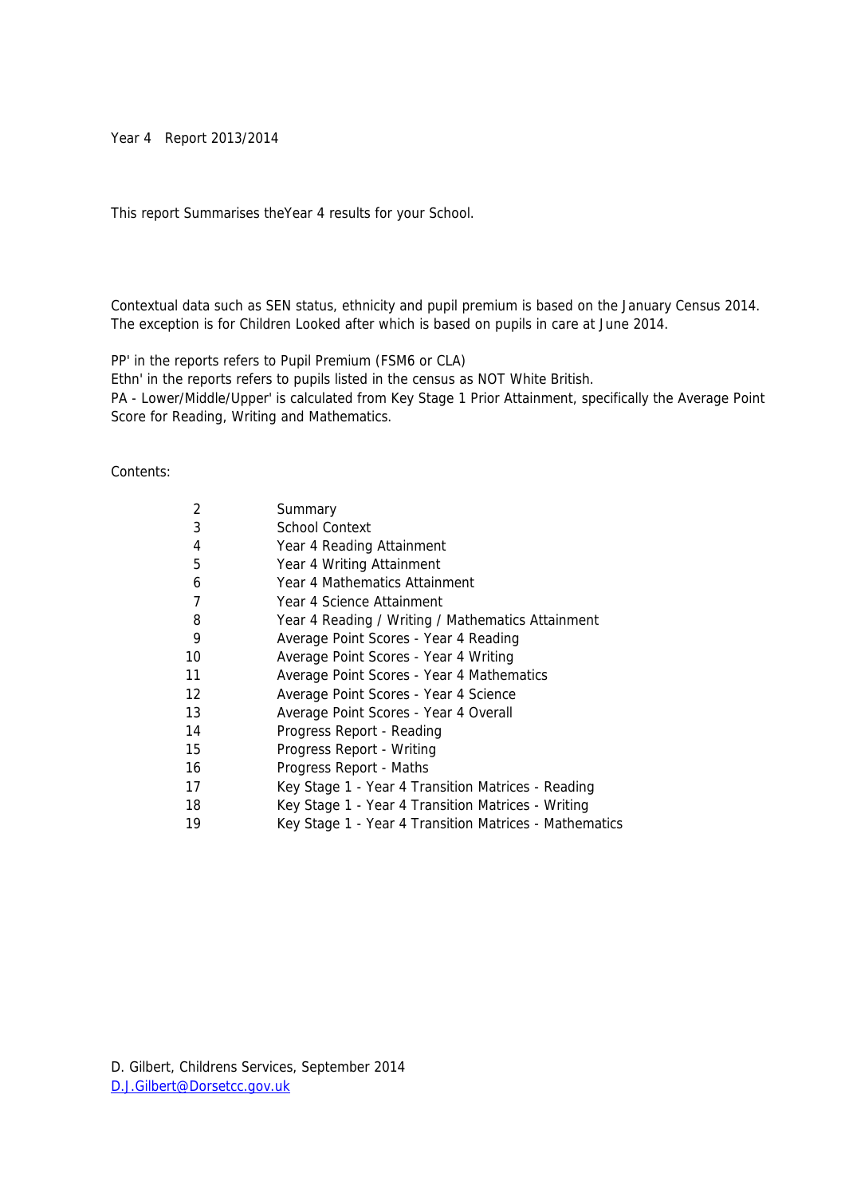Year 4 Report 2013/2014

This report Summarises theYear 4 results for your School.

Contextual data such as SEN status, ethnicity and pupil premium is based on the January Census 2014. The exception is for Children Looked after which is based on pupils in care at June 2014.

PP' in the reports refers to Pupil Premium (FSM6 or CLA)
Ethn' in the reports refers to pupils listed in the census as NOT White British.
PA - Lower/Middle/Upper' is calculated from Key Stage 1 Prior Attainment, specifically the Average Point Score for Reading, Writing and Mathematics.

Contents:

| | |
|---|---|
| 2 | Summary |
| 3 | School Context |
| 4 | Year 4 Reading Attainment |
| 5 | Year 4 Writing Attainment |
| 6 | Year 4 Mathematics Attainment |
| 7 | Year 4 Science Attainment |
| 8 | Year 4 Reading / Writing / Mathematics Attainment |
| 9 | Average Point Scores - Year 4 Reading |
| 10 | Average Point Scores - Year 4 Writing |
| 11 | Average Point Scores - Year 4 Mathematics |
| 12 | Average Point Scores - Year 4 Science |
| 13 | Average Point Scores - Year 4 Overall |
| 14 | Progress Report - Reading |
| 15 | Progress Report - Writing |
| 16 | Progress Report - Maths |
| 17 | Key Stage 1 - Year 4 Transition Matrices - Reading |
| 18 | Key Stage 1 - Year 4 Transition Matrices - Writing |
| 19 | Key Stage 1 - Year 4 Transition Matrices - Mathematics |

D. Gilbert, Childrens Services, September 2014
D.J.Gilbert@Dorsetcc.gov.uk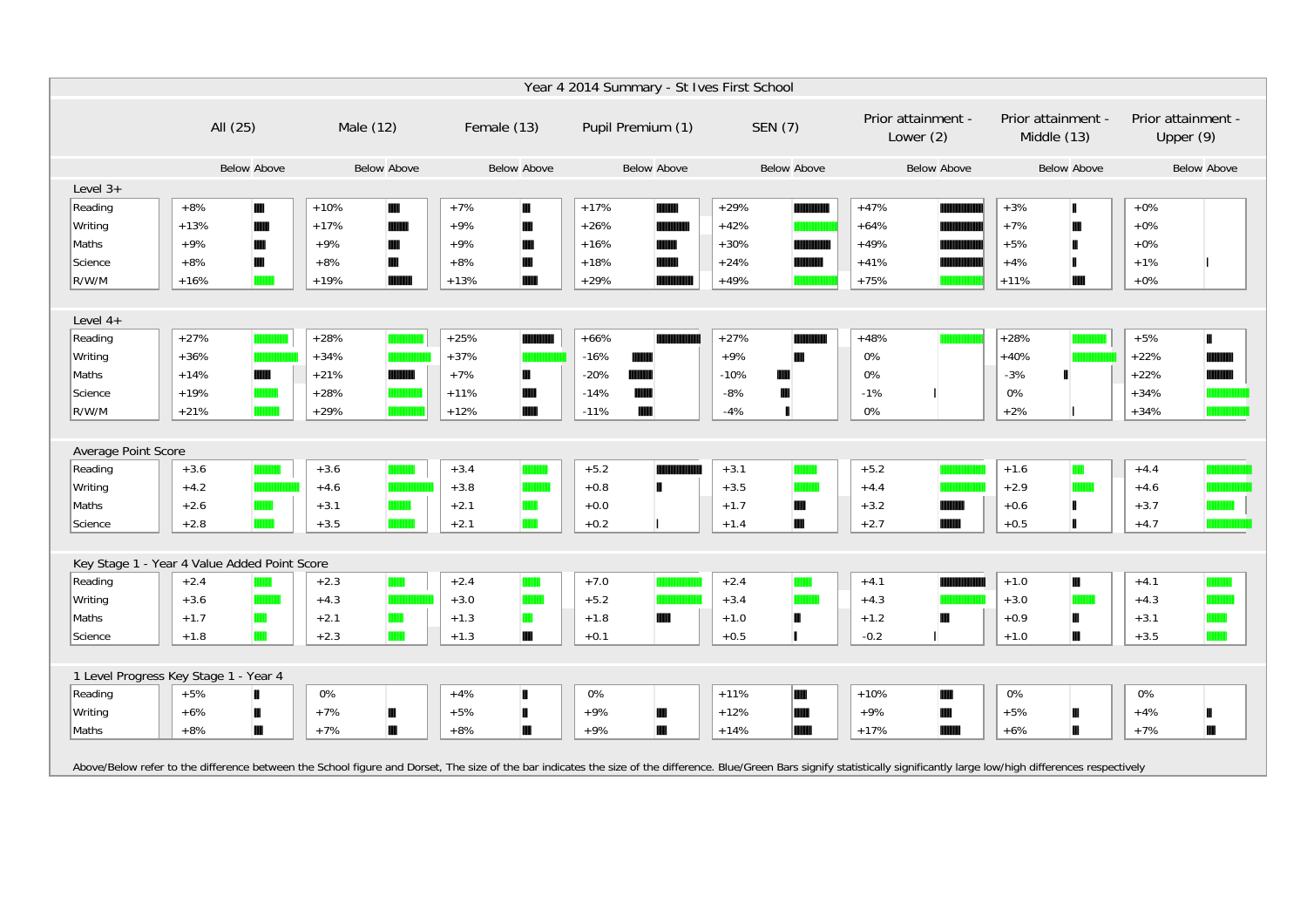# Year 4 2014 Summary - St Ives First School

Below/Above columns shown for each group.

## Level 3+

| | All (25) | Male (12) | Female (13) | Pupil Premium (1) | SEN (7) | Prior attainment - Lower (2) | Prior attainment - Middle (13) | Prior attainment - Upper (9) |
|---|---|---|---|---|---|---|---|---|
| Reading | +8% | +10% | +7% | +17% | +29% | +47% | +3% | +0% |
| Writing | +13% | +17% | +9% | +26% | +42% | +64% | +7% | +0% |
| Maths | +9% | +9% | +9% | +16% | +30% | +49% | +5% | +0% |
| Science | +8% | +8% | +8% | +18% | +24% | +41% | +4% | +1% |
| R/W/M | +16% | +19% | +13% | +29% | +49% | +75% | +11% | +0% |

## Level 4+

| | All (25) | Male (12) | Female (13) | Pupil Premium (1) | SEN (7) | Prior attainment - Lower (2) | Prior attainment - Middle (13) | Prior attainment - Upper (9) |
|---|---|---|---|---|---|---|---|---|
| Reading | +27% | +28% | +25% | +66% | +27% | +48% | +28% | +5% |
| Writing | +36% | +34% | +37% | -16% | +9% | 0% | +40% | +22% |
| Maths | +14% | +21% | +7% | -20% | -10% | 0% | -3% | +22% |
| Science | +19% | +28% | +11% | -14% | -8% | -1% | 0% | +34% |
| R/W/M | +21% | +29% | +12% | -11% | -4% | 0% | +2% | +34% |

## Average Point Score

| | All (25) | Male (12) | Female (13) | Pupil Premium (1) | SEN (7) | Prior attainment - Lower (2) | Prior attainment - Middle (13) | Prior attainment - Upper (9) |
|---|---|---|---|---|---|---|---|---|
| Reading | +3.6 | +3.6 | +3.4 | +5.2 | +3.1 | +5.2 | +1.6 | +4.4 |
| Writing | +4.2 | +4.6 | +3.8 | +0.8 | +3.5 | +4.4 | +2.9 | +4.6 |
| Maths | +2.6 | +3.1 | +2.1 | +0.0 | +1.7 | +3.2 | +0.6 | +3.7 |
| Science | +2.8 | +3.5 | +2.1 | +0.2 | +1.4 | +2.7 | +0.5 | +4.7 |

## Key Stage 1 - Year 4 Value Added Point Score

| | All (25) | Male (12) | Female (13) | Pupil Premium (1) | SEN (7) | Prior attainment - Lower (2) | Prior attainment - Middle (13) | Prior attainment - Upper (9) |
|---|---|---|---|---|---|---|---|---|
| Reading | +2.4 | +2.3 | +2.4 | +7.0 | +2.4 | +4.1 | +1.0 | +4.1 |
| Writing | +3.6 | +4.3 | +3.0 | +5.2 | +3.4 | +4.3 | +3.0 | +4.3 |
| Maths | +1.7 | +2.1 | +1.3 | +1.8 | +1.0 | +1.2 | +0.9 | +3.1 |
| Science | +1.8 | +2.3 | +1.3 | +0.1 | +0.5 | -0.2 | +1.0 | +3.5 |

## 1 Level Progress Key Stage 1 - Year 4

| | All (25) | Male (12) | Female (13) | Pupil Premium (1) | SEN (7) | Prior attainment - Lower (2) | Prior attainment - Middle (13) | Prior attainment - Upper (9) |
|---|---|---|---|---|---|---|---|---|
| Reading | +5% | 0% | +4% | 0% | +11% | +10% | 0% | 0% |
| Writing | +6% | +7% | +5% | +9% | +12% | +9% | +5% | +4% |
| Maths | +8% | +7% | +8% | +9% | +14% | +17% | +6% | +7% |

Above/Below refer to the difference between the School figure and Dorset, The size of the bar indicates the size of the difference. Blue/Green Bars signify statistically significantly large low/high differences respectively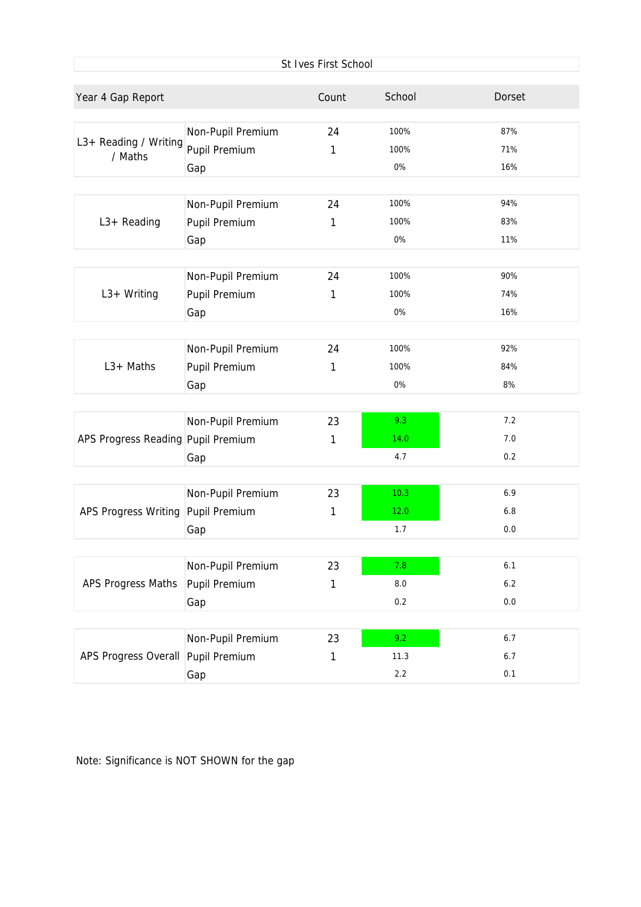St Ives First School

| Year 4 Gap Report | | Count | School | Dorset |
|---|---|---|---|---|
| L3+ Reading / Writing / Maths | Non-Pupil Premium | 24 | 100% | 87% |
| | Pupil Premium | 1 | 100% | 71% |
| | Gap | | 0% | 16% |
| L3+ Reading | Non-Pupil Premium | 24 | 100% | 94% |
| | Pupil Premium | 1 | 100% | 83% |
| | Gap | | 0% | 11% |
| L3+ Writing | Non-Pupil Premium | 24 | 100% | 90% |
| | Pupil Premium | 1 | 100% | 74% |
| | Gap | | 0% | 16% |
| L3+ Maths | Non-Pupil Premium | 24 | 100% | 92% |
| | Pupil Premium | 1 | 100% | 84% |
| | Gap | | 0% | 8% |
| APS Progress Reading | Non-Pupil Premium | 23 | 9.3 | 7.2 |
| | Pupil Premium | 1 | 14.0 | 7.0 |
| | Gap | | 4.7 | 0.2 |
| APS Progress Writing | Non-Pupil Premium | 23 | 10.3 | 6.9 |
| | Pupil Premium | 1 | 12.0 | 6.8 |
| | Gap | | 1.7 | 0.0 |
| APS Progress Maths | Non-Pupil Premium | 23 | 7.8 | 6.1 |
| | Pupil Premium | 1 | 8.0 | 6.2 |
| | Gap | | 0.2 | 0.0 |
| APS Progress Overall | Non-Pupil Premium | 23 | 9.2 | 6.7 |
| | Pupil Premium | 1 | 11.3 | 6.7 |
| | Gap | | 2.2 | 0.1 |

Note: Significance is NOT SHOWN for the gap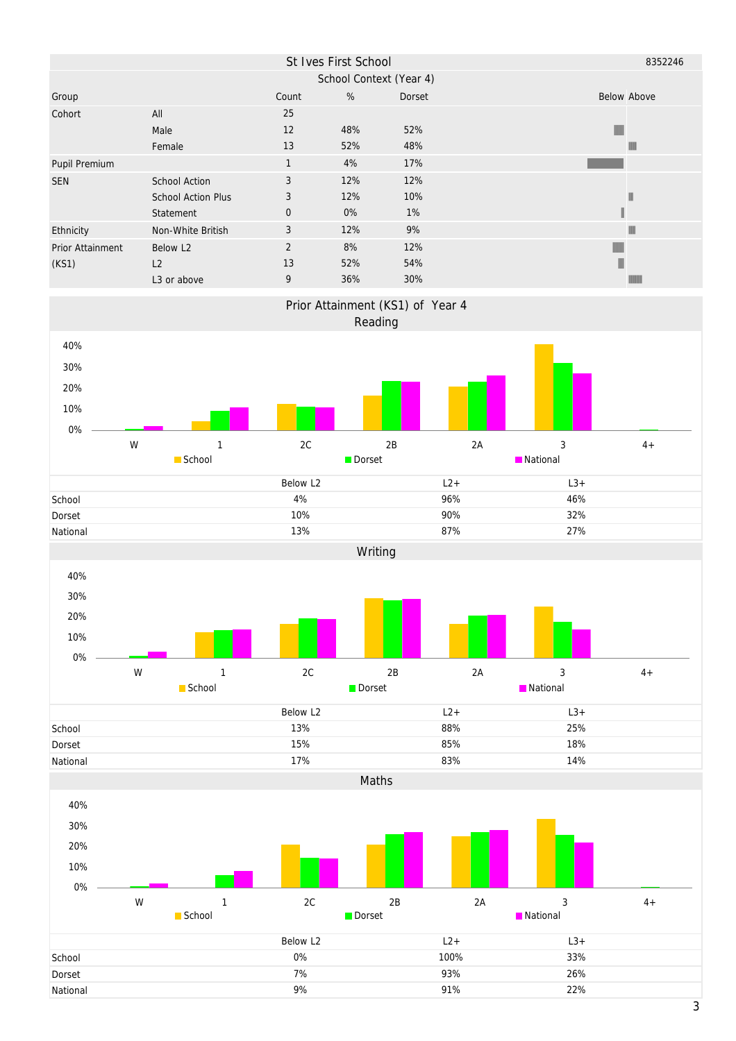# St Ives First School

8352246

## School Context (Year 4)

| Group | | Count | % | Dorset | Below | Above |
|---|---|---|---|---|---|---|
| Cohort | All | 25 | | | | |
| | Male | 12 | 48% | 52% | | |
| | Female | 13 | 52% | 48% | | |
| Pupil Premium | | 1 | 4% | 17% | | |
| SEN | School Action | 3 | 12% | 12% | | |
| | School Action Plus | 3 | 12% | 10% | | |
| | Statement | 0 | 0% | 1% | | |
| Ethnicity | Non-White British | 3 | 12% | 9% | | |
| Prior Attainment (KS1) | Below L2 | 2 | 8% | 12% | | |
| | L2 | 13 | 52% | 54% | | |
| | L3 or above | 9 | 36% | 30% | | |

## Prior Attainment (KS1) of Year 4

### Reading

| | Below L2 | L2+ | L3+ |
|---|---|---|---|
| School | 4% | 96% | 46% |
| Dorset | 10% | 90% | 32% |
| National | 13% | 87% | 27% |

### Writing

| | Below L2 | L2+ | L3+ |
|---|---|---|---|
| School | 13% | 88% | 25% |
| Dorset | 15% | 85% | 18% |
| National | 17% | 83% | 14% |

### Maths

| | Below L2 | L2+ | L3+ |
|---|---|---|---|
| School | 0% | 100% | 33% |
| Dorset | 7% | 93% | 26% |
| National | 9% | 91% | 22% |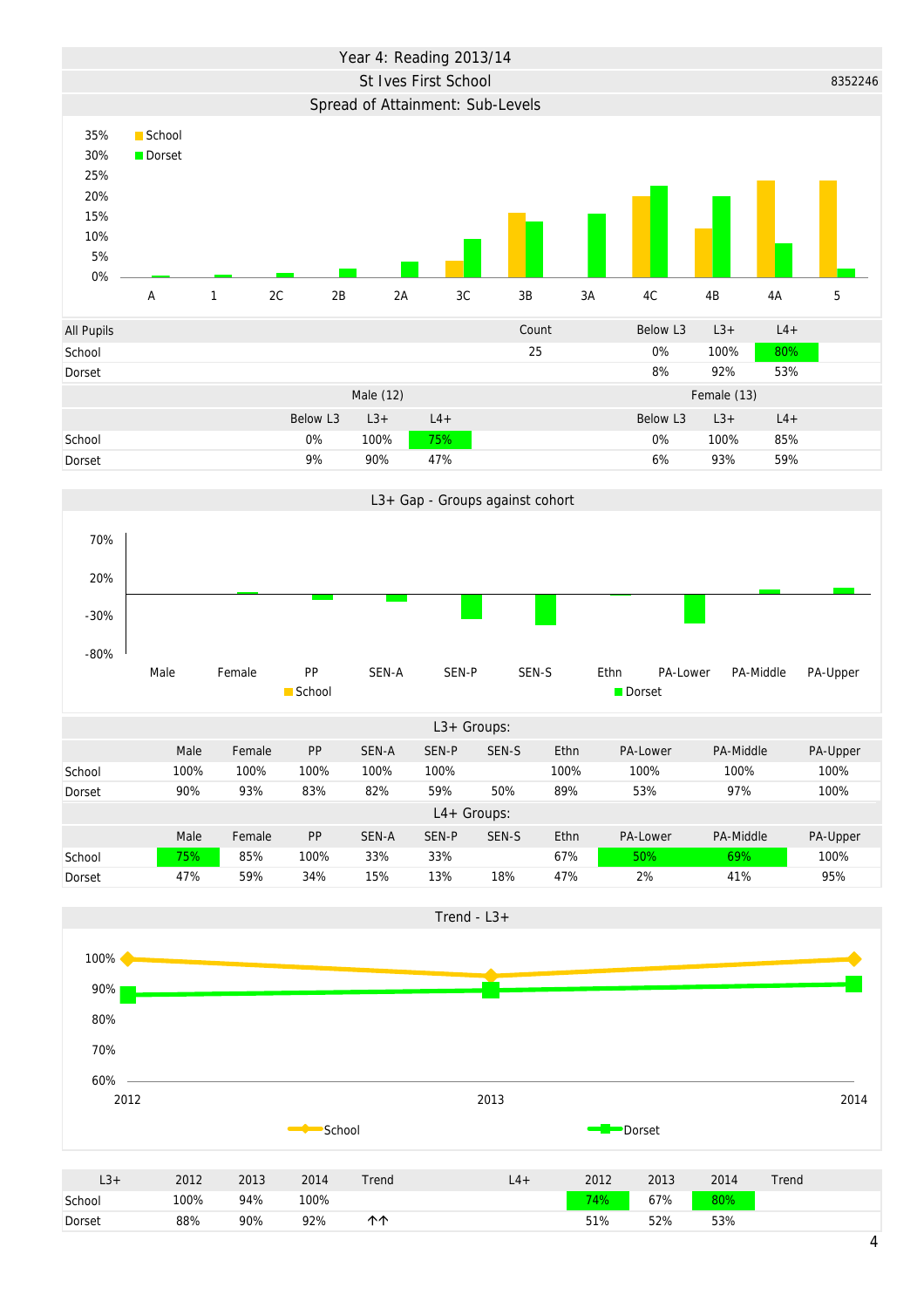# Year 4: Reading 2013/14

## St Ives First School

8352246

### Spread of Attainment: Sub-Levels

| All Pupils | Count | Below L3 | L3+ | L4+ |
|---|---|---|---|---|
| School | 25 | 0% | 100% | 80% |
| Dorset | | 8% | 92% | 53% |

| | Male (12) | | | Female (13) | | |
|---|---|---|---|---|---|---|
| | Below L3 | L3+ | L4+ | Below L3 | L3+ | L4+ |
| School | 0% | 100% | 75% | 0% | 100% | 85% |
| Dorset | 9% | 90% | 47% | 6% | 93% | 59% |

### L3+ Gap - Groups against cohort

### L3+ Groups:

| | Male | Female | PP | SEN-A | SEN-P | SEN-S | Ethn | PA-Lower | PA-Middle | PA-Upper |
|---|---|---|---|---|---|---|---|---|---|---|
| School | 100% | 100% | 100% | 100% | 100% | | 100% | 100% | 100% | 100% |
| Dorset | 90% | 93% | 83% | 82% | 59% | 50% | 89% | 53% | 97% | 100% |

### L4+ Groups:

| | Male | Female | PP | SEN-A | SEN-P | SEN-S | Ethn | PA-Lower | PA-Middle | PA-Upper |
|---|---|---|---|---|---|---|---|---|---|---|
| School | 75% | 85% | 100% | 33% | 33% | | 67% | 50% | 69% | 100% |
| Dorset | 47% | 59% | 34% | 15% | 13% | 18% | 47% | 2% | 41% | 95% |

### Trend - L3+

| L3+ | 2012 | 2013 | 2014 | Trend | L4+ | 2012 | 2013 | 2014 | Trend |
|---|---|---|---|---|---|---|---|---|---|
| School | 100% | 94% | 100% | | | 74% | 67% | 80% | |
| Dorset | 88% | 90% | 92% | ↑↑ | | 51% | 52% | 53% | |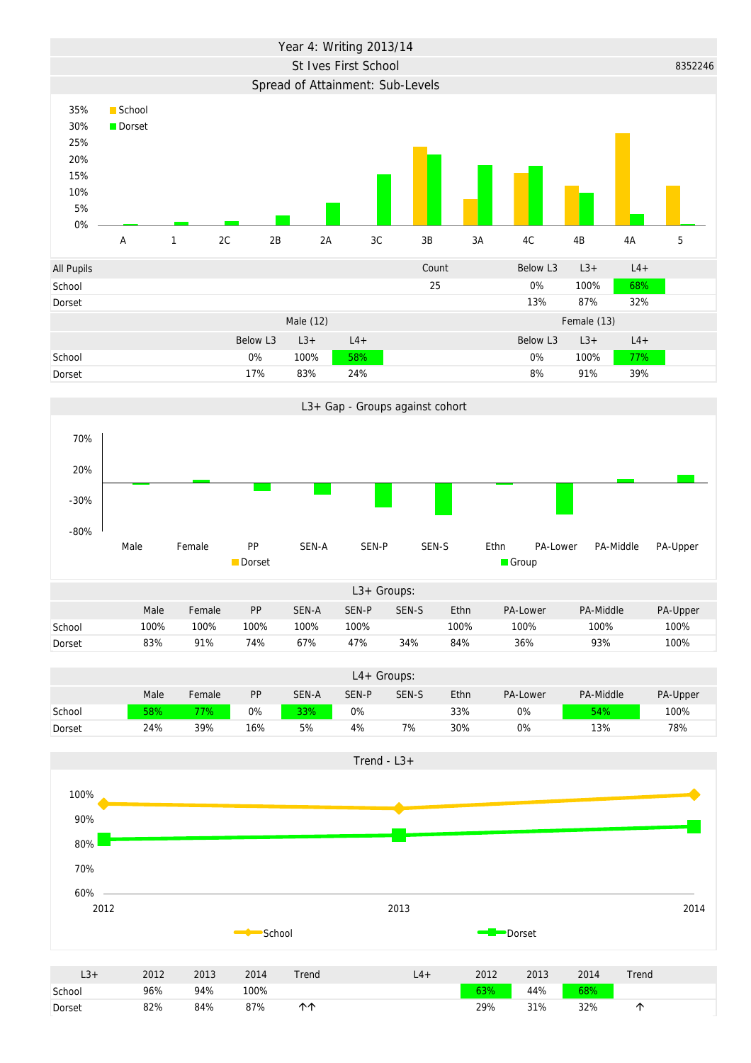# Year 4: Writing 2013/14

## St Ives First School

8352246

### Spread of Attainment: Sub-Levels

| All Pupils | Count | Below L3 | L3+ | L4+ |
|---|---|---|---|---|
| School | 25 | 0% | 100% | 68% |
| Dorset | | 13% | 87% | 32% |

| | Male (12) | | | Female (13) | | |
|---|---|---|---|---|---|---|
| | Below L3 | L3+ | L4+ | Below L3 | L3+ | L4+ |
| School | 0% | 100% | 58% | 0% | 100% | 77% |
| Dorset | 17% | 83% | 24% | 8% | 91% | 39% |

### L3+ Gap - Groups against cohort

### L3+ Groups:

| | Male | Female | PP | SEN-A | SEN-P | SEN-S | Ethn | PA-Lower | PA-Middle | PA-Upper |
|---|---|---|---|---|---|---|---|---|---|---|
| School | 100% | 100% | 100% | 100% | 100% | | 100% | 100% | 100% | 100% |
| Dorset | 83% | 91% | 74% | 67% | 47% | 34% | 84% | 36% | 93% | 100% |

### L4+ Groups:

| | Male | Female | PP | SEN-A | SEN-P | SEN-S | Ethn | PA-Lower | PA-Middle | PA-Upper |
|---|---|---|---|---|---|---|---|---|---|---|
| School | 58% | 77% | 0% | 33% | 0% | | 33% | 0% | 54% | 100% |
| Dorset | 24% | 39% | 16% | 5% | 4% | 7% | 30% | 0% | 13% | 78% |

### Trend - L3+

| L3+ | 2012 | 2013 | 2014 | Trend | L4+ | 2012 | 2013 | 2014 | Trend |
|---|---|---|---|---|---|---|---|---|---|
| School | 96% | 94% | 100% | | | 63% | 44% | 68% | |
| Dorset | 82% | 84% | 87% | ↑↑ | | 29% | 31% | 32% | ↑ |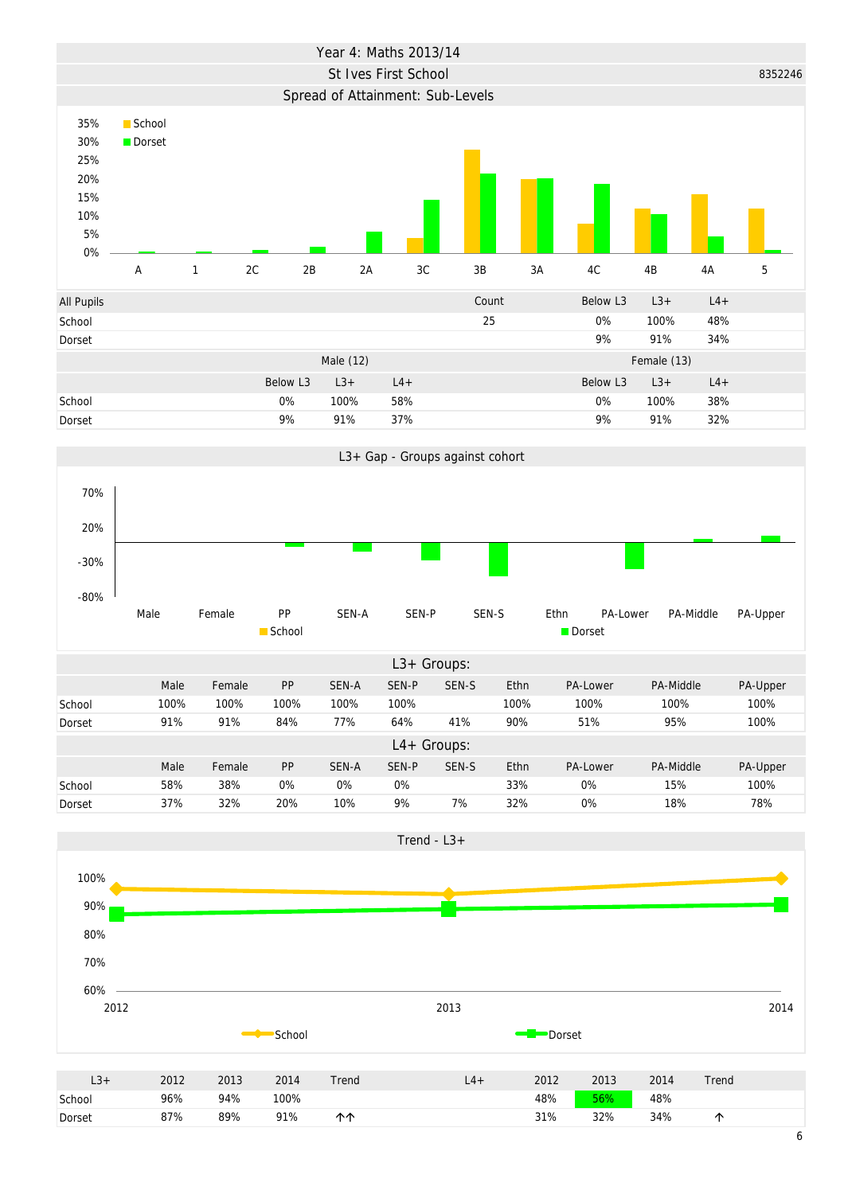# Year 4: Maths 2013/14

## St Ives First School

8352246

### Spread of Attainment: Sub-Levels

| All Pupils | Count | Below L3 | L3+ | L4+ |
|---|---|---|---|---|
| School | 25 | 0% | 100% | 48% |
| Dorset | | 9% | 91% | 34% |

| | Male (12) | | | Female (13) | | |
|---|---|---|---|---|---|---|
| | Below L3 | L3+ | L4+ | Below L3 | L3+ | L4+ |
| School | 0% | 100% | 58% | 0% | 100% | 38% |
| Dorset | 9% | 91% | 37% | 9% | 91% | 32% |

### L3+ Gap - Groups against cohort

**L3+ Groups:**

| | Male | Female | PP | SEN-A | SEN-P | SEN-S | Ethn | PA-Lower | PA-Middle | PA-Upper |
|---|---|---|---|---|---|---|---|---|---|---|
| School | 100% | 100% | 100% | 100% | 100% | | 100% | 100% | 100% | 100% |
| Dorset | 91% | 91% | 84% | 77% | 64% | 41% | 90% | 51% | 95% | 100% |

**L4+ Groups:**

| | Male | Female | PP | SEN-A | SEN-P | SEN-S | Ethn | PA-Lower | PA-Middle | PA-Upper |
|---|---|---|---|---|---|---|---|---|---|---|
| School | 58% | 38% | 0% | 0% | 0% | | 33% | 0% | 15% | 100% |
| Dorset | 37% | 32% | 20% | 10% | 9% | 7% | 32% | 0% | 18% | 78% |

### Trend - L3+

| L3+ | 2012 | 2013 | 2014 | Trend | L4+ | 2012 | 2013 | 2014 | Trend |
|---|---|---|---|---|---|---|---|---|---|
| School | 96% | 94% | 100% | | | 48% | 56% | 48% | |
| Dorset | 87% | 89% | 91% | ↑↑ | | 31% | 32% | 34% | ↑ |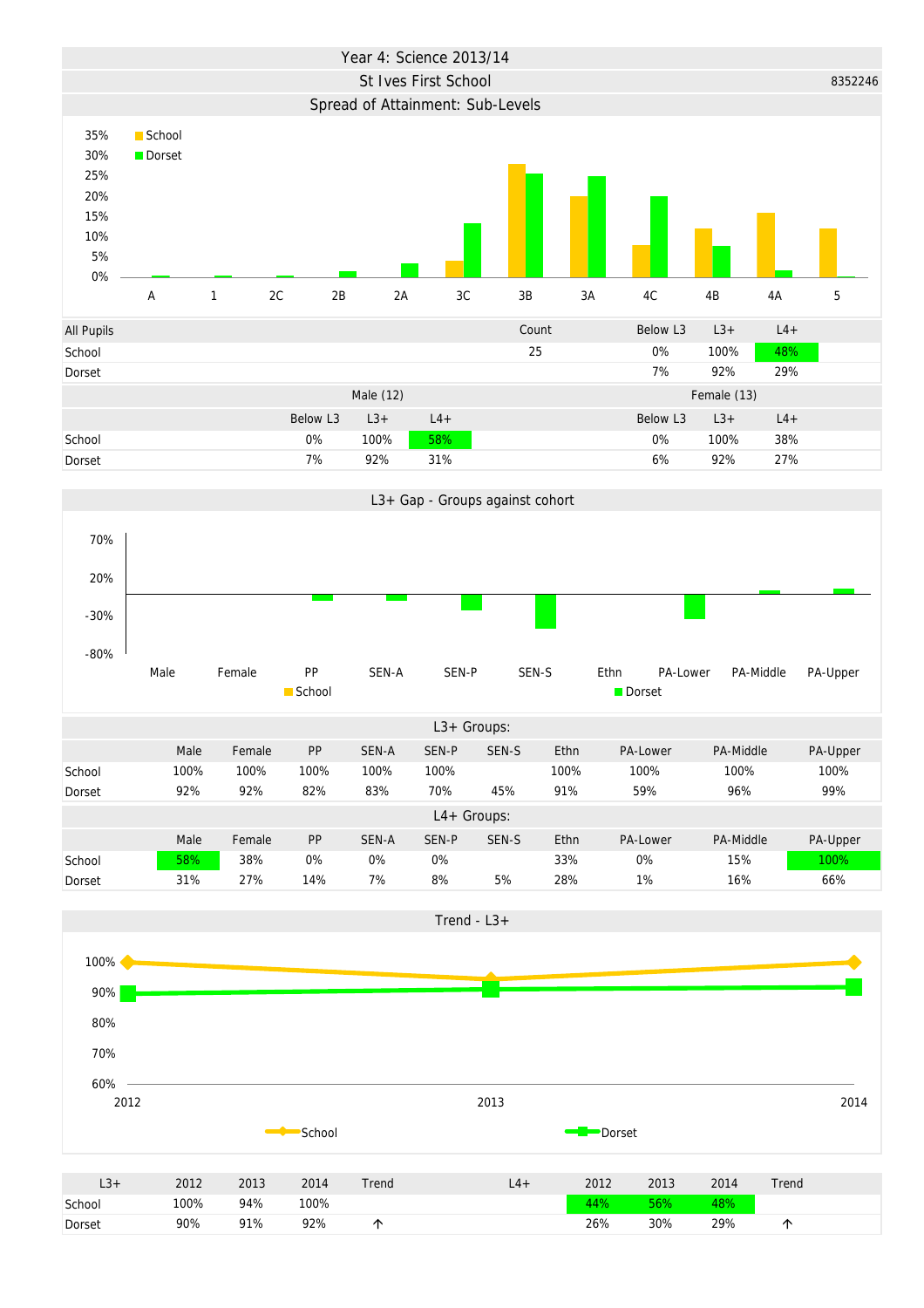# Year 4: Science 2013/14

## St Ives First School

8352246

### Spread of Attainment: Sub-Levels

| All Pupils | Count | Below L3 | L3+ | L4+ |
|---|---|---|---|---|
| School | 25 | 0% | 100% | 48% |
| Dorset | | 7% | 92% | 29% |

| | Male (12) | | | Female (13) | | |
|---|---|---|---|---|---|---|
| | Below L3 | L3+ | L4+ | Below L3 | L3+ | L4+ |
| School | 0% | 100% | 58% | 0% | 100% | 38% |
| Dorset | 7% | 92% | 31% | 6% | 92% | 27% |

### L3+ Gap - Groups against cohort

| L3+ Groups: | Male | Female | PP | SEN-A | SEN-P | SEN-S | Ethn | PA-Lower | PA-Middle | PA-Upper |
|---|---|---|---|---|---|---|---|---|---|---|
| School | 100% | 100% | 100% | 100% | 100% | | 100% | 100% | 100% | 100% |
| Dorset | 92% | 92% | 82% | 83% | 70% | 45% | 91% | 59% | 96% | 99% |

| L4+ Groups: | Male | Female | PP | SEN-A | SEN-P | SEN-S | Ethn | PA-Lower | PA-Middle | PA-Upper |
|---|---|---|---|---|---|---|---|---|---|---|
| School | 58% | 38% | 0% | 0% | 0% | | 33% | 0% | 15% | 100% |
| Dorset | 31% | 27% | 14% | 7% | 8% | 5% | 28% | 1% | 16% | 66% |

### Trend - L3+

| L3+ | 2012 | 2013 | 2014 | Trend | L4+ | 2012 | 2013 | 2014 | Trend |
|---|---|---|---|---|---|---|---|---|---|
| School | 100% | 94% | 100% | | | 44% | 56% | 48% | |
| Dorset | 90% | 91% | 92% | ↑ | | 26% | 30% | 29% | ↑ |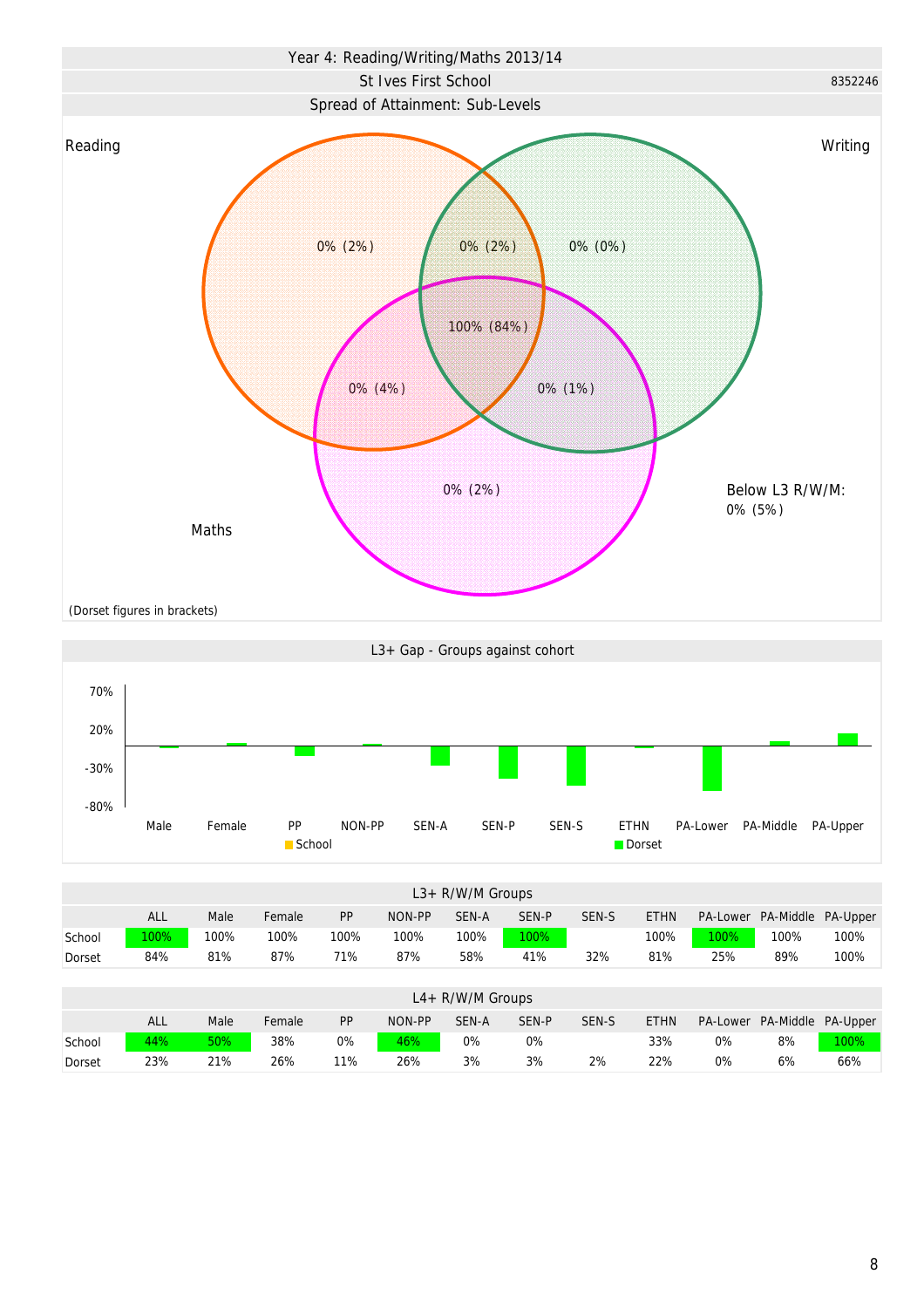# Year 4: Reading/Writing/Maths 2013/14

## St Ives First School

8352246

### Spread of Attainment: Sub-Levels

Reading

Writing

Maths

- Reading only: 0% (2%)
- Reading & Writing: 0% (2%)
- Writing only: 0% (0%)
- Reading, Writing & Maths: 100% (84%)
- Reading & Maths: 0% (4%)
- Writing & Maths: 0% (1%)
- Maths only: 0% (2%)

Below L3 R/W/M: 0% (5%)

(Dorset figures in brackets)

### L3+ Gap - Groups against cohort

Axis: 70%, 20%, -30%, -80%

Groups: Male, Female, PP, NON-PP, SEN-A, SEN-P, SEN-S, ETHN, PA-Lower, PA-Middle, PA-Upper

Legend: School, Dorset

### L3+ R/W/M Groups

| | ALL | Male | Female | PP | NON-PP | SEN-A | SEN-P | SEN-S | ETHN | PA-Lower | PA-Middle | PA-Upper |
|---|---|---|---|---|---|---|---|---|---|---|---|---|
| School | 100% | 100% | 100% | 100% | 100% | 100% | 100% | | 100% | 100% | 100% | 100% |
| Dorset | 84% | 81% | 87% | 71% | 87% | 58% | 41% | 32% | 81% | 25% | 89% | 100% |

### L4+ R/W/M Groups

| | ALL | Male | Female | PP | NON-PP | SEN-A | SEN-P | SEN-S | ETHN | PA-Lower | PA-Middle | PA-Upper |
|---|---|---|---|---|---|---|---|---|---|---|---|---|
| School | 44% | 50% | 38% | 0% | 46% | 0% | 0% | | 33% | 0% | 8% | 100% |
| Dorset | 23% | 21% | 26% | 11% | 26% | 3% | 3% | 2% | 22% | 0% | 6% | 66% |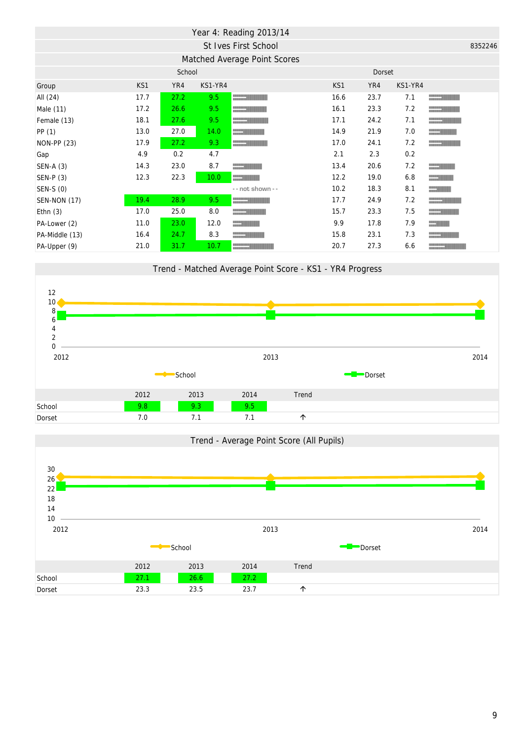# Year 4: Reading 2013/14

## St Ives First School

8352246

### Matched Average Point Scores

| Group | School KS1 | School YR4 | School KS1-YR4 | Dorset KS1 | Dorset YR4 | Dorset KS1-YR4 |
|---|---|---|---|---|---|---|
| All (24) | 17.7 | 27.2 | 9.5 | 16.6 | 23.7 | 7.1 |
| Male (11) | 17.2 | 26.6 | 9.5 | 16.1 | 23.3 | 7.2 |
| Female (13) | 18.1 | 27.6 | 9.5 | 17.1 | 24.2 | 7.1 |
| PP (1) | 13.0 | 27.0 | 14.0 | 14.9 | 21.9 | 7.0 |
| NON-PP (23) | 17.9 | 27.2 | 9.3 | 17.0 | 24.1 | 7.2 |
| Gap | 4.9 | 0.2 | 4.7 | 2.1 | 2.3 | 0.2 |
| SEN-A (3) | 14.3 | 23.0 | 8.7 | 13.4 | 20.6 | 7.2 |
| SEN-P (3) | 12.3 | 22.3 | 10.0 | 12.2 | 19.0 | 6.8 |
| SEN-S (0) | | | - - not shown - - | 10.2 | 18.3 | 8.1 |
| SEN-NON (17) | 19.4 | 28.9 | 9.5 | 17.7 | 24.9 | 7.2 |
| Ethn (3) | 17.0 | 25.0 | 8.0 | 15.7 | 23.3 | 7.5 |
| PA-Lower (2) | 11.0 | 23.0 | 12.0 | 9.9 | 17.8 | 7.9 |
| PA-Middle (13) | 16.4 | 24.7 | 8.3 | 15.8 | 23.1 | 7.3 |
| PA-Upper (9) | 21.0 | 31.7 | 10.7 | 20.7 | 27.3 | 6.6 |

### Trend - Matched Average Point Score - KS1 - YR4 Progress

| | 2012 | 2013 | 2014 | Trend |
|---|---|---|---|---|
| School | 9.8 | 9.3 | 9.5 | |
| Dorset | 7.0 | 7.1 | 7.1 | ↑ |

### Trend - Average Point Score (All Pupils)

| | 2012 | 2013 | 2014 | Trend |
|---|---|---|---|---|
| School | 27.1 | 26.6 | 27.2 | |
| Dorset | 23.3 | 23.5 | 23.7 | ↑ |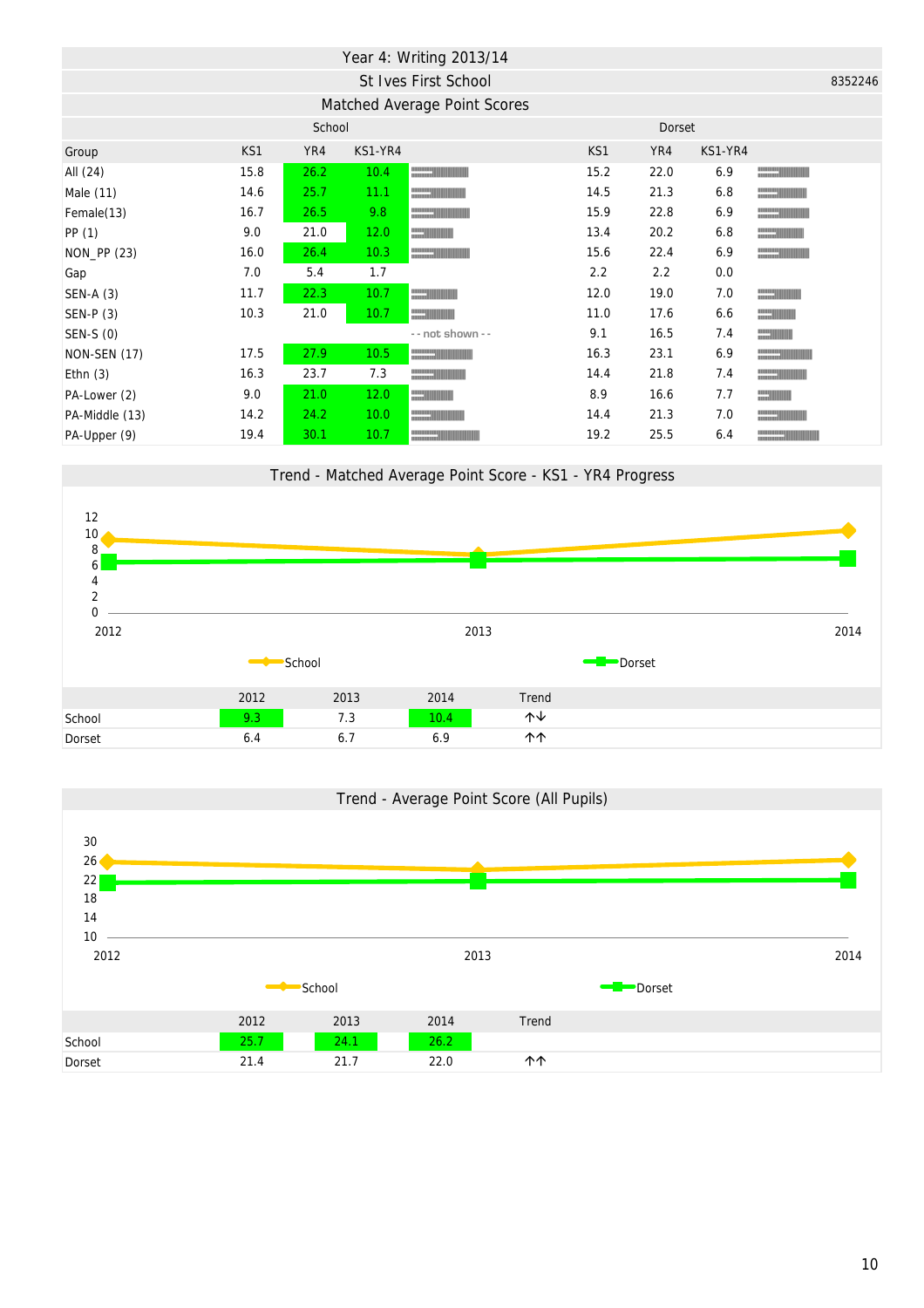# Year 4: Writing 2013/14

## St Ives First School

8352246

### Matched Average Point Scores

| Group | School KS1 | School YR4 | School KS1-YR4 | | Dorset KS1 | Dorset YR4 | Dorset KS1-YR4 | |
|---|---|---|---|---|---|---|---|---|
| All (24) | 15.8 | 26.2 | 10.4 | | 15.2 | 22.0 | 6.9 | |
| Male (11) | 14.6 | 25.7 | 11.1 | | 14.5 | 21.3 | 6.8 | |
| Female(13) | 16.7 | 26.5 | 9.8 | | 15.9 | 22.8 | 6.9 | |
| PP (1) | 9.0 | 21.0 | 12.0 | | 13.4 | 20.2 | 6.8 | |
| NON_PP (23) | 16.0 | 26.4 | 10.3 | | 15.6 | 22.4 | 6.9 | |
| Gap | 7.0 | 5.4 | 1.7 | | 2.2 | 2.2 | 0.0 | |
| SEN-A (3) | 11.7 | 22.3 | 10.7 | | 12.0 | 19.0 | 7.0 | |
| SEN-P (3) | 10.3 | 21.0 | 10.7 | | 11.0 | 17.6 | 6.6 | |
| SEN-S (0) | | | | - - not shown - - | 9.1 | 16.5 | 7.4 | |
| NON-SEN (17) | 17.5 | 27.9 | 10.5 | | 16.3 | 23.1 | 6.9 | |
| Ethn (3) | 16.3 | 23.7 | 7.3 | | 14.4 | 21.8 | 7.4 | |
| PA-Lower (2) | 9.0 | 21.0 | 12.0 | | 8.9 | 16.6 | 7.7 | |
| PA-Middle (13) | 14.2 | 24.2 | 10.0 | | 14.4 | 21.3 | 7.0 | |
| PA-Upper (9) | 19.4 | 30.1 | 10.7 | | 19.2 | 25.5 | 6.4 | |

### Trend - Matched Average Point Score - KS1 - YR4 Progress

| | 2012 | 2013 | 2014 | Trend |
|---|---|---|---|---|
| School | 9.3 | 7.3 | 10.4 | ↑↓ |
| Dorset | 6.4 | 6.7 | 6.9 | ↑↑ |

### Trend - Average Point Score (All Pupils)

| | 2012 | 2013 | 2014 | Trend |
|---|---|---|---|---|
| School | 25.7 | 24.1 | 26.2 | |
| Dorset | 21.4 | 21.7 | 22.0 | ↑↑ |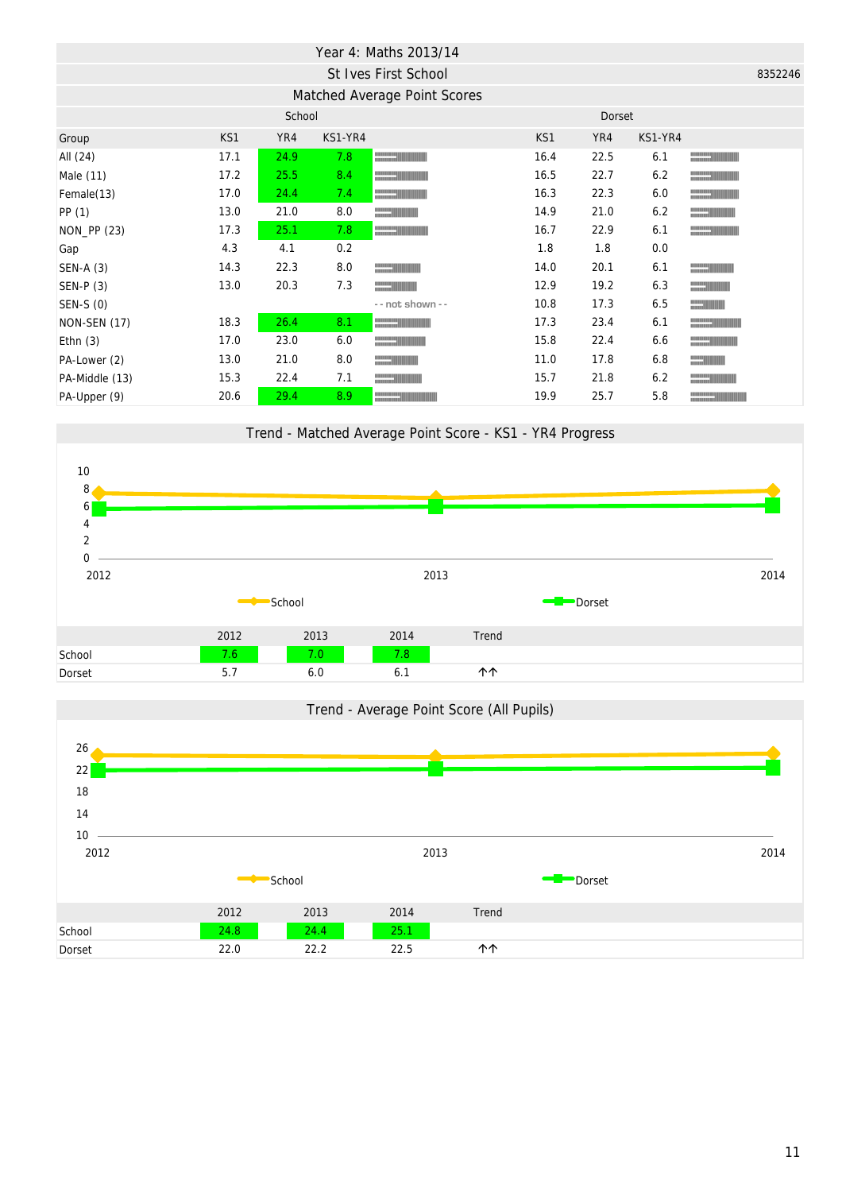# Year 4: Maths 2013/14

## St Ives First School

8352246

### Matched Average Point Scores

| Group | School KS1 | School YR4 | School KS1-YR4 | | Dorset KS1 | Dorset YR4 | Dorset KS1-YR4 | |
|---|---|---|---|---|---|---|---|---|
| All (24) | 17.1 | 24.9 | 7.8 | | 16.4 | 22.5 | 6.1 | |
| Male (11) | 17.2 | 25.5 | 8.4 | | 16.5 | 22.7 | 6.2 | |
| Female(13) | 17.0 | 24.4 | 7.4 | | 16.3 | 22.3 | 6.0 | |
| PP (1) | 13.0 | 21.0 | 8.0 | | 14.9 | 21.0 | 6.2 | |
| NON_PP (23) | 17.3 | 25.1 | 7.8 | | 16.7 | 22.9 | 6.1 | |
| Gap | 4.3 | 4.1 | 0.2 | | 1.8 | 1.8 | 0.0 | |
| SEN-A (3) | 14.3 | 22.3 | 8.0 | | 14.0 | 20.1 | 6.1 | |
| SEN-P (3) | 13.0 | 20.3 | 7.3 | | 12.9 | 19.2 | 6.3 | |
| SEN-S (0) | | | | - - not shown - - | 10.8 | 17.3 | 6.5 | |
| NON-SEN (17) | 18.3 | 26.4 | 8.1 | | 17.3 | 23.4 | 6.1 | |
| Ethn (3) | 17.0 | 23.0 | 6.0 | | 15.8 | 22.4 | 6.6 | |
| PA-Lower (2) | 13.0 | 21.0 | 8.0 | | 11.0 | 17.8 | 6.8 | |
| PA-Middle (13) | 15.3 | 22.4 | 7.1 | | 15.7 | 21.8 | 6.2 | |
| PA-Upper (9) | 20.6 | 29.4 | 8.9 | | 19.9 | 25.7 | 5.8 | |

### Trend - Matched Average Point Score - KS1 - YR4 Progress

| | 2012 | 2013 | 2014 | Trend |
|---|---|---|---|---|
| School | 7.6 | 7.0 | 7.8 | |
| Dorset | 5.7 | 6.0 | 6.1 | ↑↑ |

### Trend - Average Point Score (All Pupils)

| | 2012 | 2013 | 2014 | Trend |
|---|---|---|---|---|
| School | 24.8 | 24.4 | 25.1 | |
| Dorset | 22.0 | 22.2 | 22.5 | ↑↑ |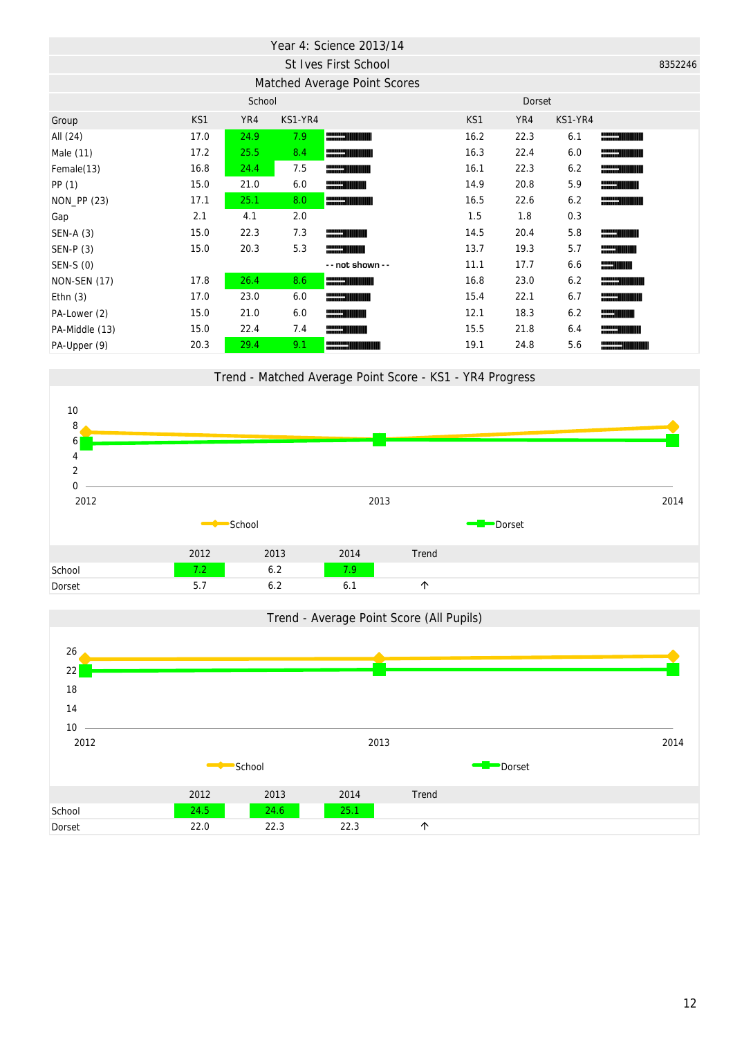# Year 4: Science 2013/14

## St Ives First School

8352246

### Matched Average Point Scores

| Group | School KS1 | School YR4 | School KS1-YR4 | Dorset KS1 | Dorset YR4 | Dorset KS1-YR4 |
|---|---|---|---|---|---|---|
| All (24) | 17.0 | 24.9 | 7.9 | 16.2 | 22.3 | 6.1 |
| Male (11) | 17.2 | 25.5 | 8.4 | 16.3 | 22.4 | 6.0 |
| Female(13) | 16.8 | 24.4 | 7.5 | 16.1 | 22.3 | 6.2 |
| PP (1) | 15.0 | 21.0 | 6.0 | 14.9 | 20.8 | 5.9 |
| NON_PP (23) | 17.1 | 25.1 | 8.0 | 16.5 | 22.6 | 6.2 |
| Gap | 2.1 | 4.1 | 2.0 | 1.5 | 1.8 | 0.3 |
| SEN-A (3) | 15.0 | 22.3 | 7.3 | 14.5 | 20.4 | 5.8 |
| SEN-P (3) | 15.0 | 20.3 | 5.3 | 13.7 | 19.3 | 5.7 |
| SEN-S (0) | | | -- not shown -- | 11.1 | 17.7 | 6.6 |
| NON-SEN (17) | 17.8 | 26.4 | 8.6 | 16.8 | 23.0 | 6.2 |
| Ethn (3) | 17.0 | 23.0 | 6.0 | 15.4 | 22.1 | 6.7 |
| PA-Lower (2) | 15.0 | 21.0 | 6.0 | 12.1 | 18.3 | 6.2 |
| PA-Middle (13) | 15.0 | 22.4 | 7.4 | 15.5 | 21.8 | 6.4 |
| PA-Upper (9) | 20.3 | 29.4 | 9.1 | 19.1 | 24.8 | 5.6 |

### Trend - Matched Average Point Score - KS1 - YR4 Progress

| | 2012 | 2013 | 2014 | Trend |
|---|---|---|---|---|
| School | 7.2 | 6.2 | 7.9 | |
| Dorset | 5.7 | 6.2 | 6.1 | ↑ |

### Trend - Average Point Score (All Pupils)

| | 2012 | 2013 | 2014 | Trend |
|---|---|---|---|---|
| School | 24.5 | 24.6 | 25.1 | |
| Dorset | 22.0 | 22.3 | 22.3 | ↑ |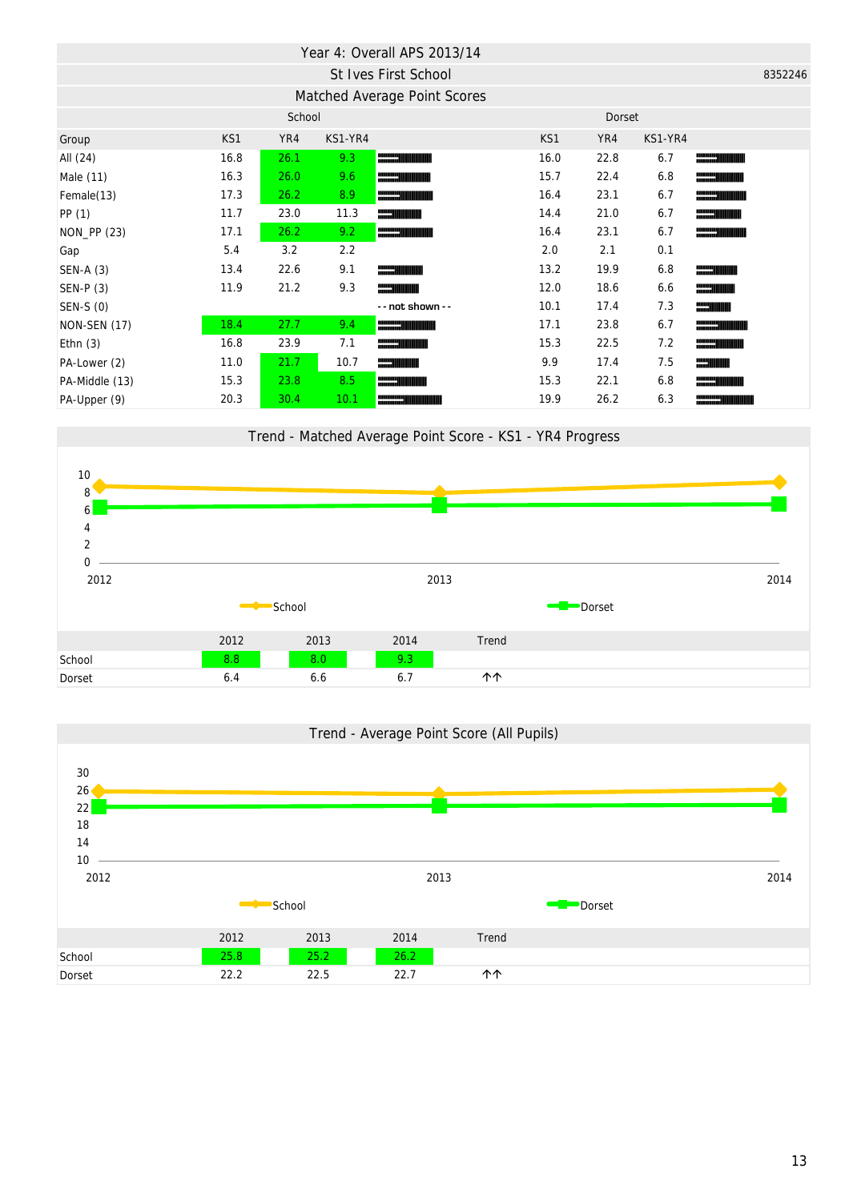## Year 4: Overall APS 2013/14

### St Ives First School

8352246

### Matched Average Point Scores

| Group | School KS1 | School YR4 | School KS1-YR4 | | Dorset KS1 | Dorset YR4 | Dorset KS1-YR4 | |
|---|---|---|---|---|---|---|---|---|
| All (24) | 16.8 | 26.1 | 9.3 | | 16.0 | 22.8 | 6.7 | |
| Male (11) | 16.3 | 26.0 | 9.6 | | 15.7 | 22.4 | 6.8 | |
| Female(13) | 17.3 | 26.2 | 8.9 | | 16.4 | 23.1 | 6.7 | |
| PP (1) | 11.7 | 23.0 | 11.3 | | 14.4 | 21.0 | 6.7 | |
| NON_PP (23) | 17.1 | 26.2 | 9.2 | | 16.4 | 23.1 | 6.7 | |
| Gap | 5.4 | 3.2 | 2.2 | | 2.0 | 2.1 | 0.1 | |
| SEN-A (3) | 13.4 | 22.6 | 9.1 | | 13.2 | 19.9 | 6.8 | |
| SEN-P (3) | 11.9 | 21.2 | 9.3 | | 12.0 | 18.6 | 6.6 | |
| SEN-S (0) | | | | - - not shown - - | 10.1 | 17.4 | 7.3 | |
| NON-SEN (17) | 18.4 | 27.7 | 9.4 | | 17.1 | 23.8 | 6.7 | |
| Ethn (3) | 16.8 | 23.9 | 7.1 | | 15.3 | 22.5 | 7.2 | |
| PA-Lower (2) | 11.0 | 21.7 | 10.7 | | 9.9 | 17.4 | 7.5 | |
| PA-Middle (13) | 15.3 | 23.8 | 8.5 | | 15.3 | 22.1 | 6.8 | |
| PA-Upper (9) | 20.3 | 30.4 | 10.1 | | 19.9 | 26.2 | 6.3 | |

### Trend - Matched Average Point Score - KS1 - YR4 Progress

| | 2012 | 2013 | 2014 | Trend |
|---|---|---|---|---|
| School | 8.8 | 8.0 | 9.3 | |
| Dorset | 6.4 | 6.6 | 6.7 | ↑↑ |

### Trend - Average Point Score (All Pupils)

| | 2012 | 2013 | 2014 | Trend |
|---|---|---|---|---|
| School | 25.8 | 25.2 | 26.2 | |
| Dorset | 22.2 | 22.5 | 22.7 | ↑↑ |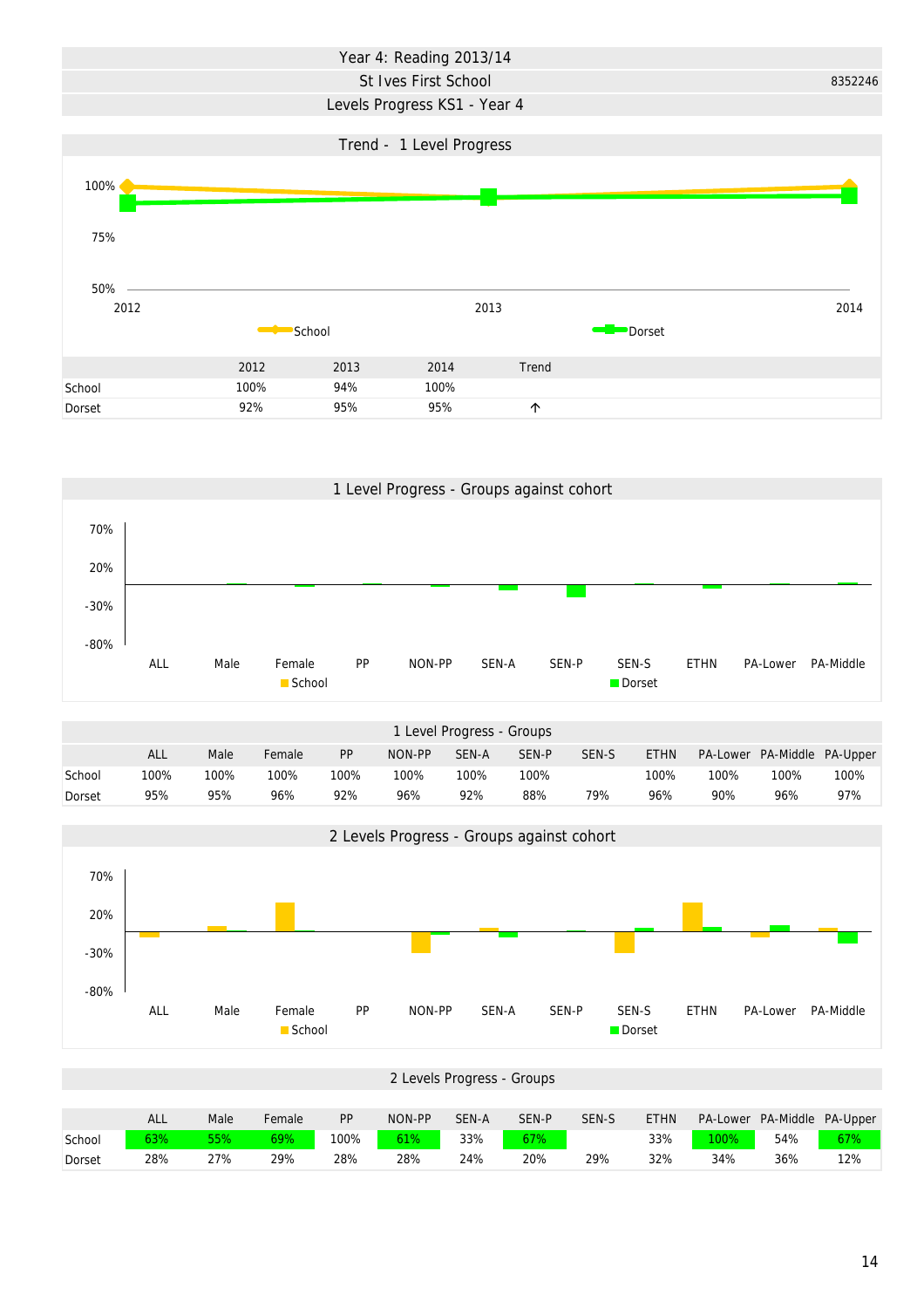# Year 4: Reading 2013/14

## St Ives First School

8352246

## Levels Progress KS1 - Year 4

### Trend - 1 Level Progress

| | 2012 | 2013 | 2014 | Trend |
|---|---|---|---|---|
| School | 100% | 94% | 100% | |
| Dorset | 92% | 95% | 95% | ↑ |

### 1 Level Progress - Groups against cohort

### 1 Level Progress - Groups

| | ALL | Male | Female | PP | NON-PP | SEN-A | SEN-P | SEN-S | ETHN | PA-Lower | PA-Middle | PA-Upper |
|---|---|---|---|---|---|---|---|---|---|---|---|---|
| School | 100% | 100% | 100% | 100% | 100% | 100% | 100% | | 100% | 100% | 100% | 100% |
| Dorset | 95% | 95% | 96% | 92% | 96% | 92% | 88% | 79% | 96% | 90% | 96% | 97% |

### 2 Levels Progress - Groups against cohort

### 2 Levels Progress - Groups

| | ALL | Male | Female | PP | NON-PP | SEN-A | SEN-P | SEN-S | ETHN | PA-Lower | PA-Middle | PA-Upper |
|---|---|---|---|---|---|---|---|---|---|---|---|---|
| School | 63% | 55% | 69% | 100% | 61% | 33% | 67% | | 33% | 100% | 54% | 67% |
| Dorset | 28% | 27% | 29% | 28% | 28% | 24% | 20% | 29% | 32% | 34% | 36% | 12% |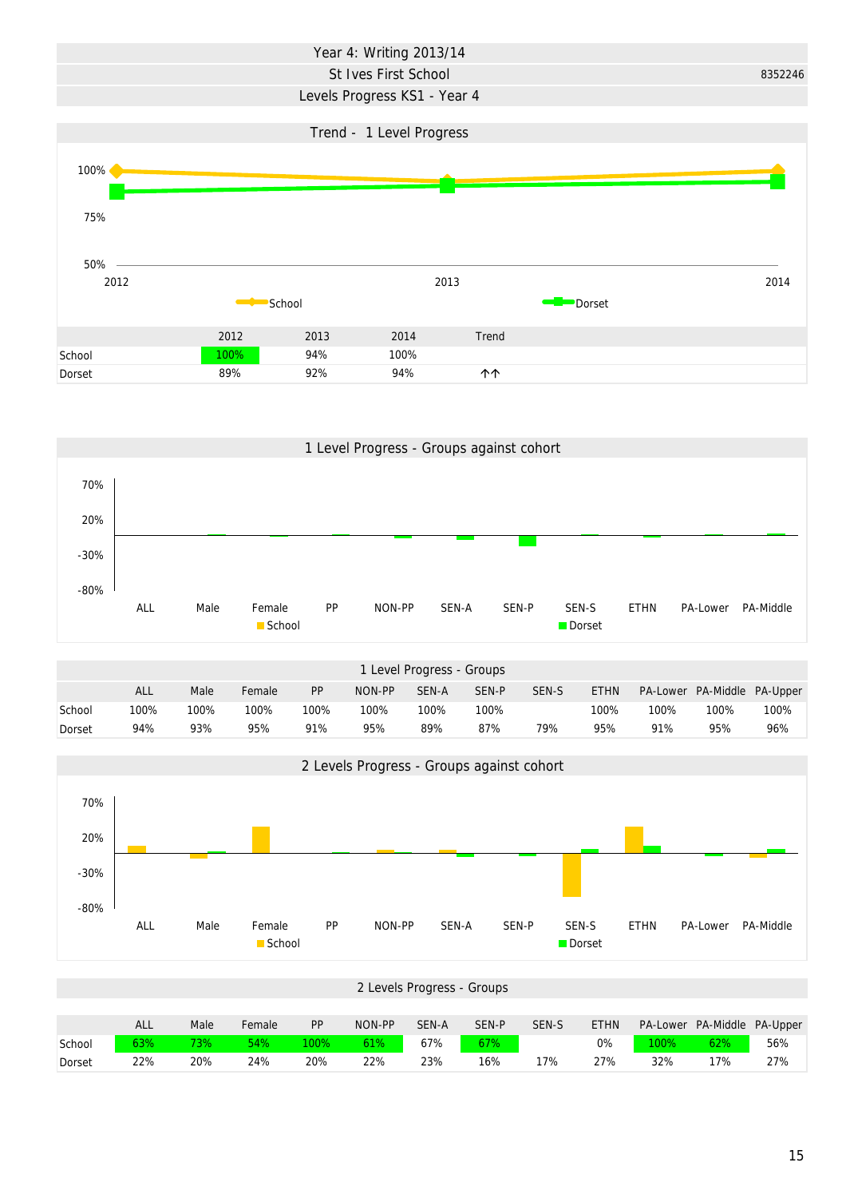# Year 4: Writing 2013/14

## St Ives First School

8352246

## Levels Progress KS1 - Year 4

### Trend - 1 Level Progress

| | 2012 | 2013 | 2014 | Trend |
|---|---|---|---|---|
| School | 100% | 94% | 100% | |
| Dorset | 89% | 92% | 94% | ↑↑ |

### 1 Level Progress - Groups against cohort

### 1 Level Progress - Groups

| | ALL | Male | Female | PP | NON-PP | SEN-A | SEN-P | SEN-S | ETHN | PA-Lower | PA-Middle | PA-Upper |
|---|---|---|---|---|---|---|---|---|---|---|---|---|
| School | 100% | 100% | 100% | 100% | 100% | 100% | 100% | | 100% | 100% | 100% | 100% |
| Dorset | 94% | 93% | 95% | 91% | 95% | 89% | 87% | 79% | 95% | 91% | 95% | 96% |

### 2 Levels Progress - Groups against cohort

### 2 Levels Progress - Groups

| | ALL | Male | Female | PP | NON-PP | SEN-A | SEN-P | SEN-S | ETHN | PA-Lower | PA-Middle | PA-Upper |
|---|---|---|---|---|---|---|---|---|---|---|---|---|
| School | 63% | 73% | 54% | 100% | 61% | 67% | 67% | | 0% | 100% | 62% | 56% |
| Dorset | 22% | 20% | 24% | 20% | 22% | 23% | 16% | 17% | 27% | 32% | 17% | 27% |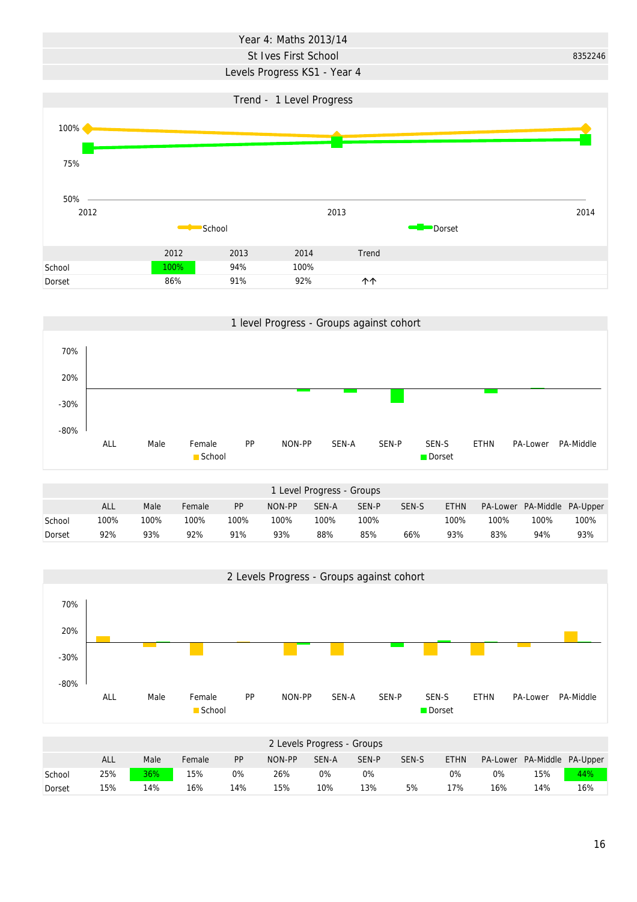# Year 4: Maths 2013/14

## St Ives First School

8352246

## Levels Progress KS1 - Year 4

### Trend - 1 Level Progress

| | 2012 | 2013 | 2014 | Trend |
|---|---|---|---|---|
| School | 100% | 94% | 100% | |
| Dorset | 86% | 91% | 92% | ↑↑ |

### 1 level Progress - Groups against cohort

### 1 Level Progress - Groups

| | ALL | Male | Female | PP | NON-PP | SEN-A | SEN-P | SEN-S | ETHN | PA-Lower | PA-Middle | PA-Upper |
|---|---|---|---|---|---|---|---|---|---|---|---|---|
| School | 100% | 100% | 100% | 100% | 100% | 100% | 100% | | 100% | 100% | 100% | 100% |
| Dorset | 92% | 93% | 92% | 91% | 93% | 88% | 85% | 66% | 93% | 83% | 94% | 93% |

### 2 Levels Progress - Groups against cohort

### 2 Levels Progress - Groups

| | ALL | Male | Female | PP | NON-PP | SEN-A | SEN-P | SEN-S | ETHN | PA-Lower | PA-Middle | PA-Upper |
|---|---|---|---|---|---|---|---|---|---|---|---|---|
| School | 25% | 36% | 15% | 0% | 26% | 0% | 0% | | 0% | 0% | 15% | 44% |
| Dorset | 15% | 14% | 16% | 14% | 15% | 10% | 13% | 5% | 17% | 16% | 14% | 16% |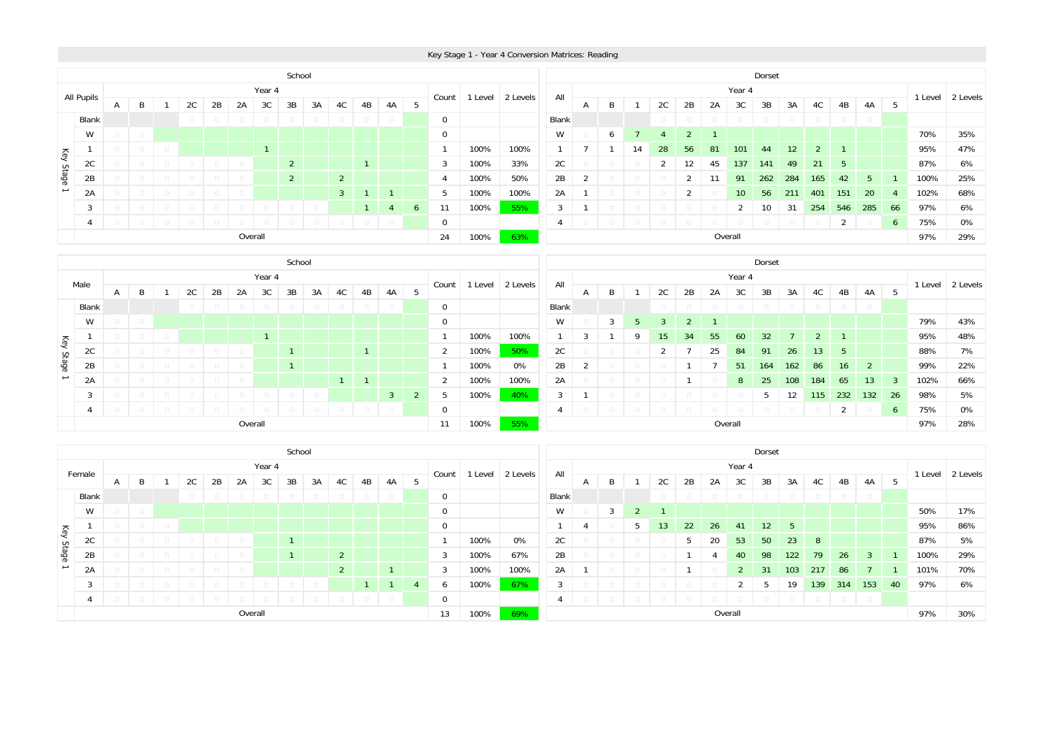# Key Stage 1 - Year 4 Conversion Matrices: Reading

## School

| All Pupils | Year 4 | | | | | | | | | | | | | Count | 1 Level | 2 Levels |
|---|---|---|---|---|---|---|---|---|---|---|---|---|---|---|---|---|
| Key Stage 1 | A | B | 1 | 2C | 2B | 2A | 3C | 3B | 3A | 4C | 4B | 4A | 5 | | | |
| Blank | | | | | | | | | | | | | | 0 | | |
| W | | | | | | | | | | | | | | 0 | | |
| 1 | | | | | | | 1 | | | | | | | 1 | 100% | 100% |
| 2C | | | | | | | | 2 | | | 1 | | | 3 | 100% | 33% |
| 2B | | | | | | | | 2 | | 2 | | | | 4 | 100% | 50% |
| 2A | | | | | | | | | | 3 | 1 | 1 | | 5 | 100% | 100% |
| 3 | | | | | | | | | | | 1 | 4 | 6 | 11 | 100% | 55% |
| 4 | | | | | | | | | | | | | | 0 | | |
| Overall | | | | | | | | | | | | | | 24 | 100% | 63% |

## Dorset

| All | Year 4 | | | | | | | | | | | | | 1 Level | 2 Levels |
|---|---|---|---|---|---|---|---|---|---|---|---|---|---|---|---|
| | A | B | 1 | 2C | 2B | 2A | 3C | 3B | 3A | 4C | 4B | 4A | 5 | | |
| Blank | | | | | | | | | | | | | | | |
| W | | 6 | 7 | 4 | 2 | 1 | | | | | | | | 70% | 35% |
| 1 | 7 | 1 | 14 | 28 | 56 | 81 | 101 | 44 | 12 | 2 | 1 | | | 95% | 47% |
| 2C | | | | 2 | 12 | 45 | 137 | 141 | 49 | 21 | 5 | | | 87% | 6% |
| 2B | 2 | | | | 2 | 11 | 91 | 262 | 284 | 165 | 42 | 5 | 1 | 100% | 25% |
| 2A | 1 | | | | 2 | | 10 | 56 | 211 | 401 | 151 | 20 | 4 | 102% | 68% |
| 3 | 1 | | | | | | 2 | 10 | 31 | 254 | 546 | 285 | 66 | 97% | 6% |
| 4 | | | | | | | | | | | 2 | | 6 | 75% | 0% |
| Overall | | | | | | | | | | | | | | 97% | 29% |

## School

| Male | Year 4 | | | | | | | | | | | | | Count | 1 Level | 2 Levels |
|---|---|---|---|---|---|---|---|---|---|---|---|---|---|---|---|---|
| Key Stage 1 | A | B | 1 | 2C | 2B | 2A | 3C | 3B | 3A | 4C | 4B | 4A | 5 | | | |
| Blank | | | | | | | | | | | | | | 0 | | |
| W | | | | | | | | | | | | | | 0 | | |
| 1 | | | | | | | 1 | | | | | | | 1 | 100% | 100% |
| 2C | | | | | | | | 1 | | | 1 | | | 2 | 100% | 50% |
| 2B | | | | | | | | 1 | | | | | | 1 | 100% | 0% |
| 2A | | | | | | | | | | 1 | 1 | | | 2 | 100% | 100% |
| 3 | | | | | | | | | | | | 3 | 2 | 5 | 100% | 40% |
| 4 | | | | | | | | | | | | | | 0 | | |
| Overall | | | | | | | | | | | | | | 11 | 100% | 55% |

## Dorset

| All | Year 4 | | | | | | | | | | | | | 1 Level | 2 Levels |
|---|---|---|---|---|---|---|---|---|---|---|---|---|---|---|---|
| | A | B | 1 | 2C | 2B | 2A | 3C | 3B | 3A | 4C | 4B | 4A | 5 | | |
| Blank | | | | | | | | | | | | | | | |
| W | | 3 | 5 | 3 | 2 | 1 | | | | | | | | 79% | 43% |
| 1 | 3 | 1 | 9 | 15 | 34 | 55 | 60 | 32 | 7 | 2 | 1 | | | 95% | 48% |
| 2C | | | | 2 | 7 | 25 | 84 | 91 | 26 | 13 | 5 | | | 88% | 7% |
| 2B | 2 | | | | 1 | 7 | 51 | 164 | 162 | 86 | 16 | 2 | | 99% | 22% |
| 2A | | | | | 1 | | 8 | 25 | 108 | 184 | 65 | 13 | 3 | 102% | 66% |
| 3 | 1 | | | | | | | 5 | 12 | 115 | 232 | 132 | 26 | 98% | 5% |
| 4 | | | | | | | | | | | 2 | | 6 | 75% | 0% |
| Overall | | | | | | | | | | | | | | 97% | 28% |

## School

| Female | Year 4 | | | | | | | | | | | | | Count | 1 Level | 2 Levels |
|---|---|---|---|---|---|---|---|---|---|---|---|---|---|---|---|---|
| Key Stage 1 | A | B | 1 | 2C | 2B | 2A | 3C | 3B | 3A | 4C | 4B | 4A | 5 | | | |
| Blank | | | | | | | | | | | | | | 0 | | |
| W | | | | | | | | | | | | | | 0 | | |
| 1 | | | | | | | | | | | | | | 0 | | |
| 2C | | | | | | | | 1 | | | | | | 1 | 100% | 0% |
| 2B | | | | | | | | 1 | | 2 | | | | 3 | 100% | 67% |
| 2A | | | | | | | | | | 2 | | 1 | | 3 | 100% | 100% |
| 3 | | | | | | | | | | | 1 | 1 | 4 | 6 | 100% | 67% |
| 4 | | | | | | | | | | | | | | 0 | | |
| Overall | | | | | | | | | | | | | | 13 | 100% | 69% |

## Dorset

| All | Year 4 | | | | | | | | | | | | | 1 Level | 2 Levels |
|---|---|---|---|---|---|---|---|---|---|---|---|---|---|---|---|
| | A | B | 1 | 2C | 2B | 2A | 3C | 3B | 3A | 4C | 4B | 4A | 5 | | |
| Blank | | | | | | | | | | | | | | | |
| W | | 3 | 2 | 1 | | | | | | | | | | 50% | 17% |
| 1 | 4 | | 5 | 13 | 22 | 26 | 41 | 12 | 5 | | | | | 95% | 86% |
| 2C | | | | | 5 | 20 | 53 | 50 | 23 | 8 | | | | 87% | 5% |
| 2B | | | | | 1 | 4 | 40 | 98 | 122 | 79 | 26 | 3 | 1 | 100% | 29% |
| 2A | 1 | | | | 1 | | 2 | 31 | 103 | 217 | 86 | 7 | 1 | 101% | 70% |
| 3 | | | | | | | 2 | 5 | 19 | 139 | 314 | 153 | 40 | 97% | 6% |
| 4 | | | | | | | | | | | | | | | |
| Overall | | | | | | | | | | | | | | 97% | 30% |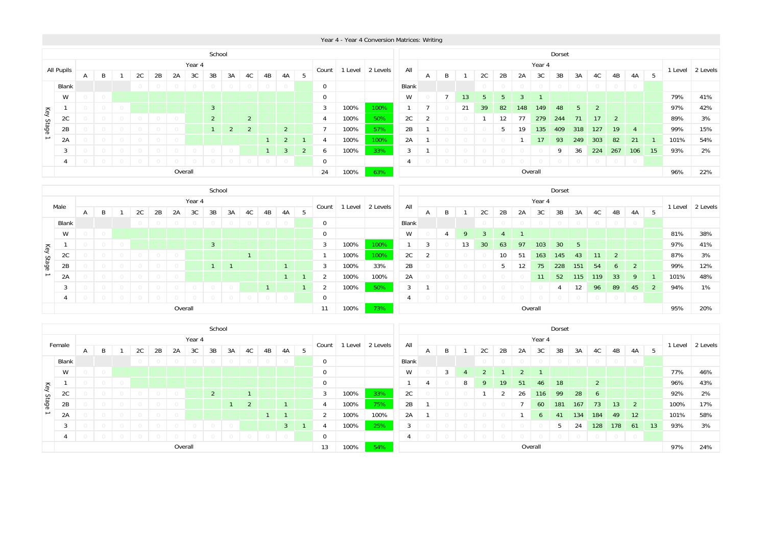# Year 4 - Year 4 Conversion Matrices: Writing

## School — All Pupils

| Key Stage 1 | A | B | 1 | 2C | 2B | 2A | 3C | 3B | 3A | 4C | 4B | 4A | 5 | Count | 1 Level | 2 Levels |
|---|---|---|---|---|---|---|---|---|---|---|---|---|---|---|---|---|
| Blank | | | | 0 | 0 | 0 | 0 | 0 | 0 | 0 | 0 | 0 | | 0 | | |
| W | 0 | 0 | | | | | | | | | | | | 0 | | |
| 1 | 0 | 0 | 0 | | | | | 3 | | | | | | 3 | 100% | 100% |
| 2C | 0 | 0 | 0 | 0 | 0 | 0 | | 2 | | 2 | | | | 4 | 100% | 50% |
| 2B | 0 | 0 | 0 | 0 | 0 | 0 | | 1 | 2 | 2 | | 2 | | 7 | 100% | 57% |
| 2A | 0 | 0 | 0 | 0 | 0 | 0 | | | | | 1 | 2 | 1 | 4 | 100% | 100% |
| 3 | 0 | 0 | 0 | 0 | 0 | 0 | 0 | 0 | 0 | | 1 | 3 | 2 | 6 | 100% | 33% |
| 4 | 0 | 0 | 0 | 0 | 0 | 0 | 0 | 0 | 0 | 0 | 0 | 0 | | 0 | | |
| Overall | | | | | | | | | | | | | | 24 | 100% | 63% |

## Dorset — All

| Key Stage 1 | A | B | 1 | 2C | 2B | 2A | 3C | 3B | 3A | 4C | 4B | 4A | 5 | 1 Level | 2 Levels |
|---|---|---|---|---|---|---|---|---|---|---|---|---|---|---|---|
| Blank | | | | 0 | 0 | 0 | 0 | 0 | 0 | 0 | 0 | 0 | | | |
| W | 0 | 7 | 13 | 5 | 5 | 3 | 1 | | | | | | | 79% | 41% |
| 1 | 7 | 0 | 21 | 39 | 82 | 148 | 149 | 48 | 5 | 2 | | | | 97% | 42% |
| 2C | 2 | 0 | 0 | 1 | 12 | 77 | 279 | 244 | 71 | 17 | 2 | | | 89% | 3% |
| 2B | 1 | 0 | 0 | 0 | 5 | 19 | 135 | 409 | 318 | 127 | 19 | 4 | | 99% | 15% |
| 2A | 1 | 0 | 0 | 0 | 0 | 1 | 17 | 93 | 249 | 303 | 82 | 21 | 1 | 101% | 54% |
| 3 | 1 | 0 | 0 | 0 | 0 | 0 | 0 | 9 | 36 | 224 | 267 | 106 | 15 | 93% | 2% |
| 4 | 0 | 0 | 0 | 0 | 0 | 0 | 0 | 0 | 0 | 0 | 0 | 0 | | | |
| Overall | | | | | | | | | | | | | | 96% | 22% |

## School — Male

| Key Stage 1 | A | B | 1 | 2C | 2B | 2A | 3C | 3B | 3A | 4C | 4B | 4A | 5 | Count | 1 Level | 2 Levels |
|---|---|---|---|---|---|---|---|---|---|---|---|---|---|---|---|---|
| Blank | | | | 0 | 0 | 0 | 0 | 0 | 0 | 0 | 0 | 0 | | 0 | | |
| W | 0 | 0 | | | | | | | | | | | | 0 | | |
| 1 | 0 | 0 | 0 | | | | | 3 | | | | | | 3 | 100% | 100% |
| 2C | 0 | 0 | 0 | 0 | 0 | 0 | | | | 1 | | | | 1 | 100% | 100% |
| 2B | 0 | 0 | 0 | 0 | 0 | 0 | | 1 | 1 | | | 1 | | 3 | 100% | 33% |
| 2A | 0 | 0 | 0 | 0 | 0 | 0 | | | | | | 1 | 1 | 2 | 100% | 100% |
| 3 | 0 | 0 | 0 | 0 | 0 | 0 | 0 | 0 | 0 | | 1 | | 1 | 2 | 100% | 50% |
| 4 | 0 | 0 | 0 | 0 | 0 | 0 | 0 | 0 | 0 | 0 | 0 | 0 | | 0 | | |
| Overall | | | | | | | | | | | | | | 11 | 100% | 73% |

## Dorset — Male

| Key Stage 1 | A | B | 1 | 2C | 2B | 2A | 3C | 3B | 3A | 4C | 4B | 4A | 5 | 1 Level | 2 Levels |
|---|---|---|---|---|---|---|---|---|---|---|---|---|---|---|---|
| Blank | | | | 0 | 0 | 0 | 0 | 0 | 0 | 0 | 0 | 0 | | | |
| W | 0 | 4 | 9 | 3 | 4 | 1 | | | | | | | | 81% | 38% |
| 1 | 3 | 0 | 13 | 30 | 63 | 97 | 103 | 30 | 5 | | | | | 97% | 41% |
| 2C | 2 | 0 | 0 | 0 | 10 | 51 | 163 | 145 | 43 | 11 | 2 | | | 87% | 3% |
| 2B | 0 | 0 | 0 | 0 | 5 | 12 | 75 | 228 | 151 | 54 | 6 | 2 | | 99% | 12% |
| 2A | 0 | 0 | 0 | 0 | 0 | 0 | 11 | 52 | 115 | 119 | 33 | 9 | 1 | 101% | 48% |
| 3 | 1 | 0 | 0 | 0 | 0 | 0 | 0 | 4 | 12 | 96 | 89 | 45 | 2 | 94% | 1% |
| 4 | 0 | 0 | 0 | 0 | 0 | 0 | 0 | 0 | 0 | 0 | 0 | 0 | | | |
| Overall | | | | | | | | | | | | | | 95% | 20% |

## School — Female

| Key Stage 1 | A | B | 1 | 2C | 2B | 2A | 3C | 3B | 3A | 4C | 4B | 4A | 5 | Count | 1 Level | 2 Levels |
|---|---|---|---|---|---|---|---|---|---|---|---|---|---|---|---|---|
| Blank | | | | 0 | 0 | 0 | 0 | 0 | 0 | 0 | 0 | 0 | | 0 | | |
| W | 0 | 0 | | | | | | | | | | | | 0 | | |
| 1 | 0 | 0 | 0 | | | | | | | | | | | 0 | | |
| 2C | 0 | 0 | 0 | 0 | 0 | 0 | | 2 | | 1 | | | | 3 | 100% | 33% |
| 2B | 0 | 0 | 0 | 0 | 0 | 0 | | | 1 | 2 | | 1 | | 4 | 100% | 75% |
| 2A | 0 | 0 | 0 | 0 | 0 | 0 | | | | | 1 | 1 | | 2 | 100% | 100% |
| 3 | 0 | 0 | 0 | 0 | 0 | 0 | 0 | 0 | 0 | | | 3 | 1 | 4 | 100% | 25% |
| 4 | 0 | 0 | 0 | 0 | 0 | 0 | 0 | 0 | 0 | 0 | 0 | 0 | | 0 | | |
| Overall | | | | | | | | | | | | | | 13 | 100% | 54% |

## Dorset — Female

| Key Stage 1 | A | B | 1 | 2C | 2B | 2A | 3C | 3B | 3A | 4C | 4B | 4A | 5 | 1 Level | 2 Levels |
|---|---|---|---|---|---|---|---|---|---|---|---|---|---|---|---|
| Blank | | | | 0 | 0 | 0 | 0 | 0 | 0 | 0 | 0 | 0 | | | |
| W | 0 | 3 | 4 | 2 | 1 | 2 | 1 | | | | | | | 77% | 46% |
| 1 | 4 | 0 | 8 | 9 | 19 | 51 | 46 | 18 | | 2 | | | | 96% | 43% |
| 2C | 0 | 0 | 0 | 1 | 2 | 26 | 116 | 99 | 28 | 6 | | | | 92% | 2% |
| 2B | 1 | 0 | 0 | 0 | 0 | 7 | 60 | 181 | 167 | 73 | 13 | 2 | | 100% | 17% |
| 2A | 1 | 0 | 0 | 0 | 0 | 1 | 6 | 41 | 134 | 184 | 49 | 12 | | 101% | 58% |
| 3 | 0 | 0 | 0 | 0 | 0 | 0 | 0 | 5 | 24 | 128 | 178 | 61 | 13 | 93% | 3% |
| 4 | 0 | 0 | 0 | 0 | 0 | 0 | 0 | 0 | 0 | 0 | 0 | 0 | | | |
| Overall | | | | | | | | | | | | | | 97% | 24% |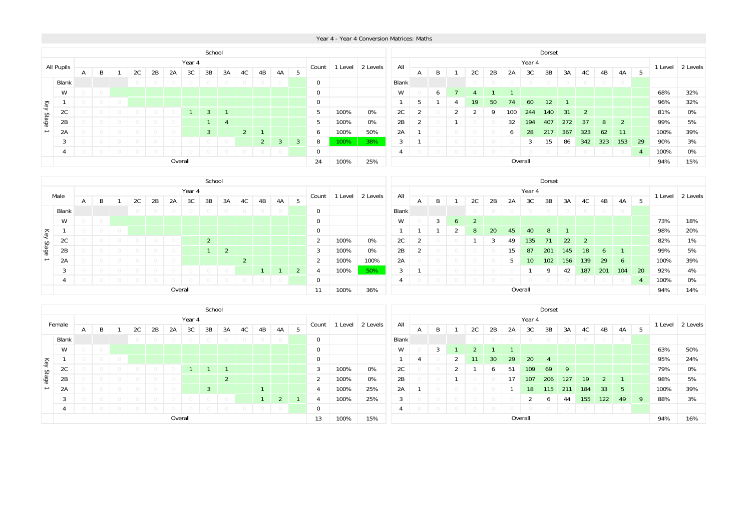# Year 4 - Year 4 Conversion Matrices: Maths

## School

| All Pupils | A | B | 1 | 2C | 2B | 2A | 3C | 3B | 3A | 4C | 4B | 4A | 5 | Count | 1 Level | 2 Levels |
|---|---|---|---|---|---|---|---|---|---|---|---|---|---|---|---|---|
| | Year 4 | | | | | | | | | | | | | | | |
| Blank | | | | | | | | | | | | | | 0 | | |
| W | | | | | | | | | | | | | | 0 | | |
| 1 | | | | | | | | | | | | | | 0 | | |
| 2C | | | | | | | 1 | 3 | 1 | | | | | 5 | 100% | 0% |
| 2B | | | | | | | | 1 | 4 | | | | | 5 | 100% | 0% |
| 2A | | | | | | | | 3 | | 2 | 1 | | | 6 | 100% | 50% |
| 3 | | | | | | | | | | | 2 | 3 | 3 | 8 | 100% | 38% |
| 4 | | | | | | | | | | | | | | 0 | | |
| Overall | | | | | | | | | | | | | | 24 | 100% | 25% |

## Dorset

| All | A | B | 1 | 2C | 2B | 2A | 3C | 3B | 3A | 4C | 4B | 4A | 5 | 1 Level | 2 Levels |
|---|---|---|---|---|---|---|---|---|---|---|---|---|---|---|---|
| | Year 4 | | | | | | | | | | | | | | |
| Blank | | | | | | | | | | | | | | | |
| W | | 6 | 7 | 4 | 1 | 1 | | | | | | | | 68% | 32% |
| 1 | 5 | 1 | 4 | 19 | 50 | 74 | 60 | 12 | 1 | | | | | 96% | 32% |
| 2C | 2 | | 2 | 2 | 9 | 100 | 244 | 140 | 31 | 2 | | | | 81% | 0% |
| 2B | 2 | | 1 | | | 32 | 194 | 407 | 272 | 37 | 8 | 2 | | 99% | 5% |
| 2A | 1 | | | | | 6 | 28 | 217 | 367 | 323 | 62 | 11 | | 100% | 39% |
| 3 | 1 | | | | | | 3 | 15 | 86 | 342 | 323 | 153 | 29 | 90% | 3% |
| 4 | | | | | | | | | | | | | 4 | 100% | 0% |
| Overall | | | | | | | | | | | | | | 94% | 15% |

## School

| Male | A | B | 1 | 2C | 2B | 2A | 3C | 3B | 3A | 4C | 4B | 4A | 5 | Count | 1 Level | 2 Levels |
|---|---|---|---|---|---|---|---|---|---|---|---|---|---|---|---|---|
| | Year 4 | | | | | | | | | | | | | | | |
| Blank | | | | | | | | | | | | | | 0 | | |
| W | | | | | | | | | | | | | | 0 | | |
| 1 | | | | | | | | | | | | | | 0 | | |
| 2C | | | | | | | | 2 | | | | | | 2 | 100% | 0% |
| 2B | | | | | | | | 1 | 2 | | | | | 3 | 100% | 0% |
| 2A | | | | | | | | | | 2 | | | | 2 | 100% | 100% |
| 3 | | | | | | | | | | | 1 | 1 | 2 | 4 | 100% | 50% |
| 4 | | | | | | | | | | | | | | 0 | | |
| Overall | | | | | | | | | | | | | | 11 | 100% | 36% |

## Dorset

| All | A | B | 1 | 2C | 2B | 2A | 3C | 3B | 3A | 4C | 4B | 4A | 5 | 1 Level | 2 Levels |
|---|---|---|---|---|---|---|---|---|---|---|---|---|---|---|---|
| | Year 4 | | | | | | | | | | | | | | |
| Blank | | | | | | | | | | | | | | | |
| W | | 3 | 6 | 2 | | | | | | | | | | 73% | 18% |
| 1 | 1 | 1 | 2 | 8 | 20 | 45 | 40 | 8 | 1 | | | | | 98% | 20% |
| 2C | 2 | | | 1 | 3 | 49 | 135 | 71 | 22 | 2 | | | | 82% | 1% |
| 2B | 2 | | | | | 15 | 87 | 201 | 145 | 18 | 6 | 1 | | 99% | 5% |
| 2A | | | | | | 5 | 10 | 102 | 156 | 139 | 29 | 6 | | 100% | 39% |
| 3 | 1 | | | | | | 1 | 9 | 42 | 187 | 201 | 104 | 20 | 92% | 4% |
| 4 | | | | | | | | | | | | | 4 | 100% | 0% |
| Overall | | | | | | | | | | | | | | 94% | 14% |

## School

| Female | A | B | 1 | 2C | 2B | 2A | 3C | 3B | 3A | 4C | 4B | 4A | 5 | Count | 1 Level | 2 Levels |
|---|---|---|---|---|---|---|---|---|---|---|---|---|---|---|---|---|
| | Year 4 | | | | | | | | | | | | | | | |
| Blank | | | | | | | | | | | | | | 0 | | |
| W | | | | | | | | | | | | | | 0 | | |
| 1 | | | | | | | | | | | | | | 0 | | |
| 2C | | | | | | | 1 | 1 | 1 | | | | | 3 | 100% | 0% |
| 2B | | | | | | | | | 2 | | | | | 2 | 100% | 0% |
| 2A | | | | | | | | 3 | | | 1 | | | 4 | 100% | 25% |
| 3 | | | | | | | | | | | 1 | 2 | 1 | 4 | 100% | 25% |
| 4 | | | | | | | | | | | | | | 0 | | |
| Overall | | | | | | | | | | | | | | 13 | 100% | 15% |

## Dorset

| All | A | B | 1 | 2C | 2B | 2A | 3C | 3B | 3A | 4C | 4B | 4A | 5 | 1 Level | 2 Levels |
|---|---|---|---|---|---|---|---|---|---|---|---|---|---|---|---|
| | Year 4 | | | | | | | | | | | | | | |
| Blank | | | | | | | | | | | | | | | |
| W | | 3 | 1 | 2 | 1 | 1 | | | | | | | | 63% | 50% |
| 1 | 4 | | 2 | 11 | 30 | 29 | 20 | 4 | | | | | | 95% | 24% |
| 2C | | | 2 | 1 | 6 | 51 | 109 | 69 | 9 | | | | | 79% | 0% |
| 2B | | | 1 | | | 17 | 107 | 206 | 127 | 19 | 2 | 1 | | 98% | 5% |
| 2A | 1 | | | | | 1 | 18 | 115 | 211 | 184 | 33 | 5 | | 100% | 39% |
| 3 | | | | | | | 2 | 6 | 44 | 155 | 122 | 49 | 9 | 88% | 3% |
| 4 | | | | | | | | | | | | | | | |
| Overall | | | | | | | | | | | | | | 94% | 16% |

(Row labels: Key Stage 1)